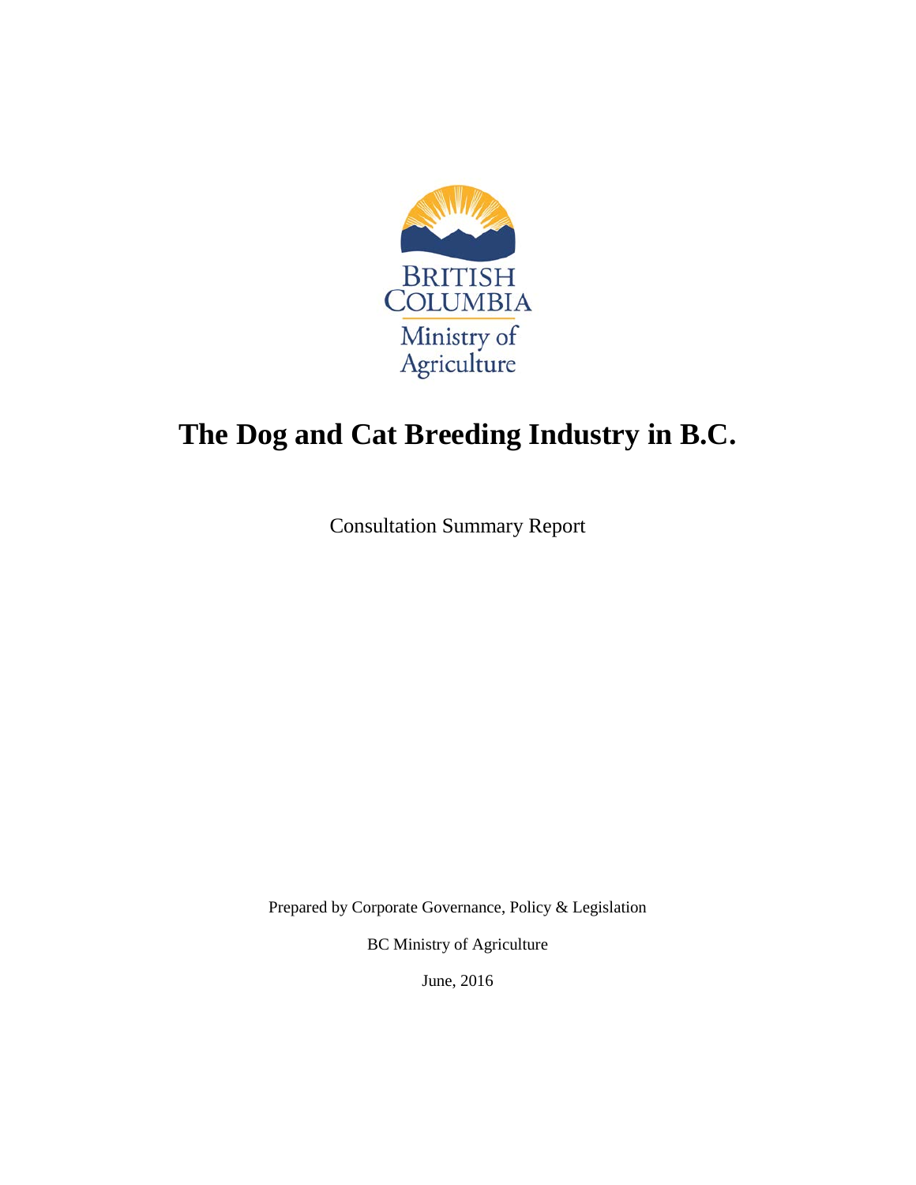BRITISH COLUMBIA

Ministry of Agriculture

# The Dog and Cat Breeding Industry in B.C.

Consultation Summary Report

Prepared by Corporate Governance, Policy & Legislation

BC Ministry of Agriculture

June, 2016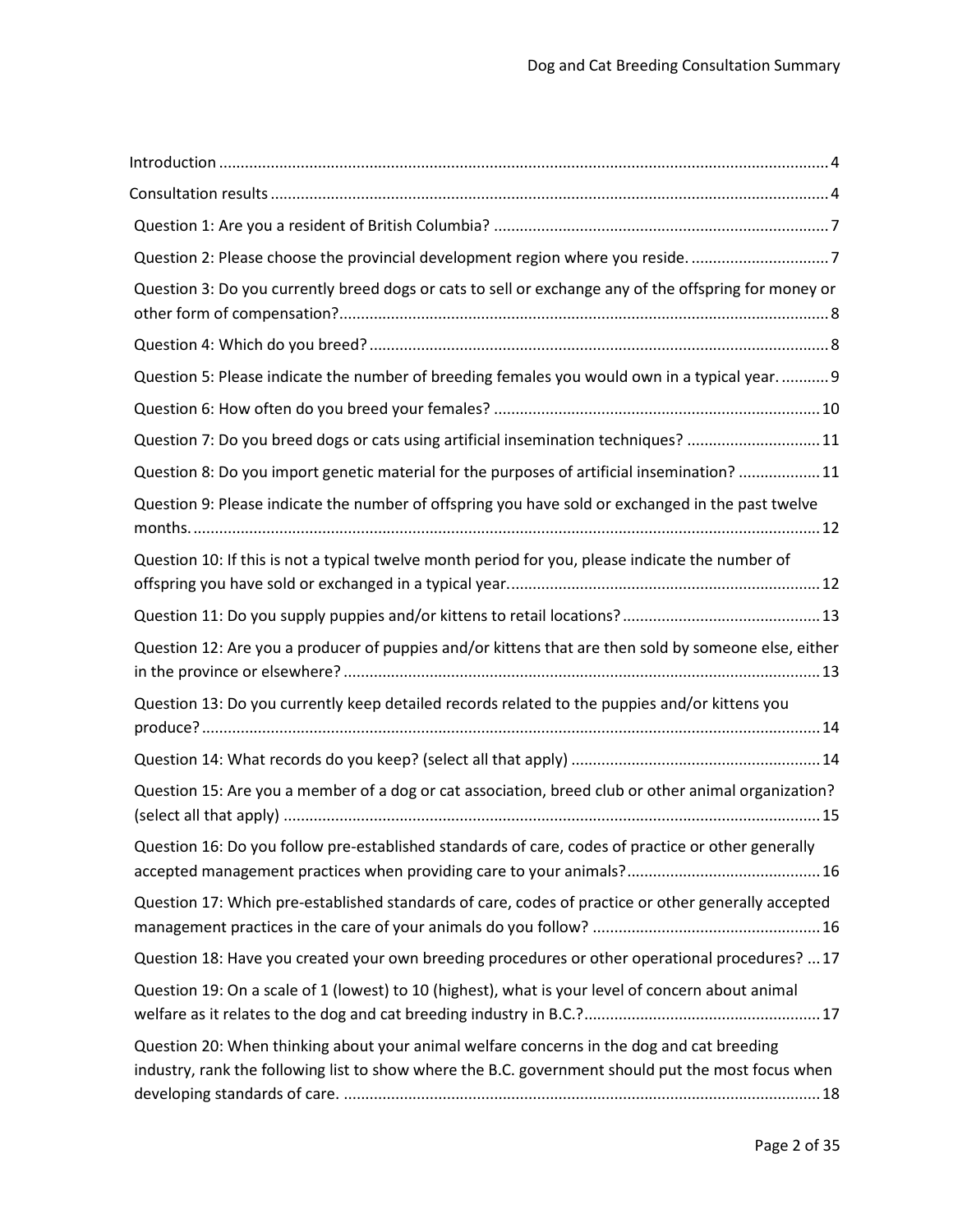Introduction ... 4

Consultation results ... 4

- Question 1: Are you a resident of British Columbia? ... 7
- Question 2: Please choose the provincial development region where you reside. ... 7
- Question 3: Do you currently breed dogs or cats to sell or exchange any of the offspring for money or other form of compensation? ... 8
- Question 4: Which do you breed? ... 8
- Question 5: Please indicate the number of breeding females you would own in a typical year. ... 9
- Question 6: How often do you breed your females? ... 10
- Question 7: Do you breed dogs or cats using artificial insemination techniques? ... 11
- Question 8: Do you import genetic material for the purposes of artificial insemination? ... 11
- Question 9: Please indicate the number of offspring you have sold or exchanged in the past twelve months. ... 12
- Question 10: If this is not a typical twelve month period for you, please indicate the number of offspring you have sold or exchanged in a typical year. ... 12
- Question 11: Do you supply puppies and/or kittens to retail locations? ... 13
- Question 12: Are you a producer of puppies and/or kittens that are then sold by someone else, either in the province or elsewhere? ... 13
- Question 13: Do you currently keep detailed records related to the puppies and/or kittens you produce? ... 14
- Question 14: What records do you keep? (select all that apply) ... 14
- Question 15: Are you a member of a dog or cat association, breed club or other animal organization? (select all that apply) ... 15
- Question 16: Do you follow pre-established standards of care, codes of practice or other generally accepted management practices when providing care to your animals? ... 16
- Question 17: Which pre-established standards of care, codes of practice or other generally accepted management practices in the care of your animals do you follow? ... 16
- Question 18: Have you created your own breeding procedures or other operational procedures? ... 17
- Question 19: On a scale of 1 (lowest) to 10 (highest), what is your level of concern about animal welfare as it relates to the dog and cat breeding industry in B.C.? ... 17
- Question 20: When thinking about your animal welfare concerns in the dog and cat breeding industry, rank the following list to show where the B.C. government should put the most focus when developing standards of care. ... 18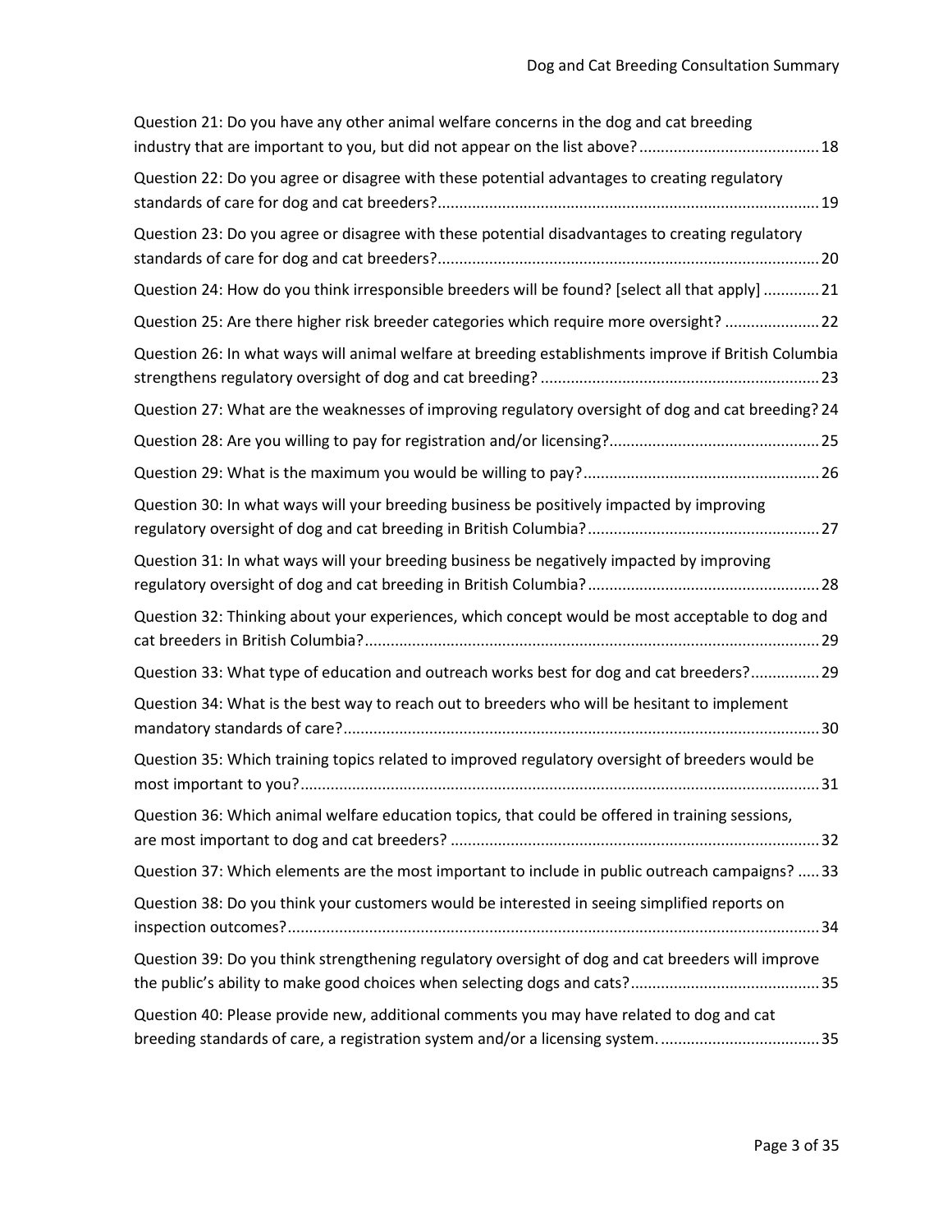Question 21: Do you have any other animal welfare concerns in the dog and cat breeding industry that are important to you, but did not appear on the list above? .......... 18

Question 22: Do you agree or disagree with these potential advantages to creating regulatory standards of care for dog and cat breeders? .......... 19

Question 23: Do you agree or disagree with these potential disadvantages to creating regulatory standards of care for dog and cat breeders? .......... 20

Question 24: How do you think irresponsible breeders will be found? [select all that apply] .......... 21

Question 25: Are there higher risk breeder categories which require more oversight? .......... 22

Question 26: In what ways will animal welfare at breeding establishments improve if British Columbia strengthens regulatory oversight of dog and cat breeding? .......... 23

Question 27: What are the weaknesses of improving regulatory oversight of dog and cat breeding? 24

Question 28: Are you willing to pay for registration and/or licensing? .......... 25

Question 29: What is the maximum you would be willing to pay? .......... 26

Question 30: In what ways will your breeding business be positively impacted by improving regulatory oversight of dog and cat breeding in British Columbia? .......... 27

Question 31: In what ways will your breeding business be negatively impacted by improving regulatory oversight of dog and cat breeding in British Columbia? .......... 28

Question 32: Thinking about your experiences, which concept would be most acceptable to dog and cat breeders in British Columbia? .......... 29

Question 33: What type of education and outreach works best for dog and cat breeders? .......... 29

Question 34: What is the best way to reach out to breeders who will be hesitant to implement mandatory standards of care? .......... 30

Question 35: Which training topics related to improved regulatory oversight of breeders would be most important to you? .......... 31

Question 36: Which animal welfare education topics, that could be offered in training sessions, are most important to dog and cat breeders? .......... 32

Question 37: Which elements are the most important to include in public outreach campaigns? .......... 33

Question 38: Do you think your customers would be interested in seeing simplified reports on inspection outcomes? .......... 34

Question 39: Do you think strengthening regulatory oversight of dog and cat breeders will improve the public's ability to make good choices when selecting dogs and cats? .......... 35

Question 40: Please provide new, additional comments you may have related to dog and cat breeding standards of care, a registration system and/or a licensing system. .......... 35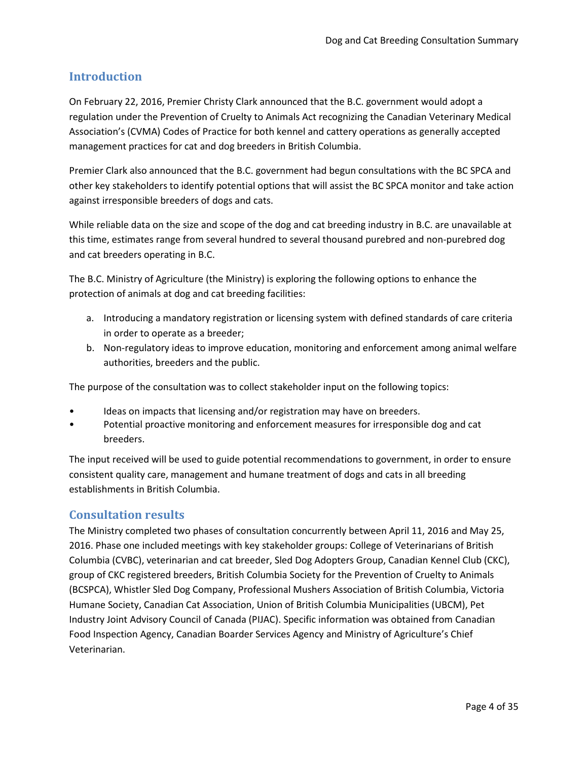## Introduction

On February 22, 2016, Premier Christy Clark announced that the B.C. government would adopt a regulation under the Prevention of Cruelty to Animals Act recognizing the Canadian Veterinary Medical Association's (CVMA) Codes of Practice for both kennel and cattery operations as generally accepted management practices for cat and dog breeders in British Columbia.

Premier Clark also announced that the B.C. government had begun consultations with the BC SPCA and other key stakeholders to identify potential options that will assist the BC SPCA monitor and take action against irresponsible breeders of dogs and cats.

While reliable data on the size and scope of the dog and cat breeding industry in B.C. are unavailable at this time, estimates range from several hundred to several thousand purebred and non-purebred dog and cat breeders operating in B.C.

The B.C. Ministry of Agriculture (the Ministry) is exploring the following options to enhance the protection of animals at dog and cat breeding facilities:

a. Introducing a mandatory registration or licensing system with defined standards of care criteria in order to operate as a breeder;
b. Non-regulatory ideas to improve education, monitoring and enforcement among animal welfare authorities, breeders and the public.

The purpose of the consultation was to collect stakeholder input on the following topics:

- Ideas on impacts that licensing and/or registration may have on breeders.
- Potential proactive monitoring and enforcement measures for irresponsible dog and cat breeders.

The input received will be used to guide potential recommendations to government, in order to ensure consistent quality care, management and humane treatment of dogs and cats in all breeding establishments in British Columbia.

## Consultation results

The Ministry completed two phases of consultation concurrently between April 11, 2016 and May 25, 2016. Phase one included meetings with key stakeholder groups: College of Veterinarians of British Columbia (CVBC), veterinarian and cat breeder, Sled Dog Adopters Group, Canadian Kennel Club (CKC), group of CKC registered breeders, British Columbia Society for the Prevention of Cruelty to Animals (BCSPCA), Whistler Sled Dog Company, Professional Mushers Association of British Columbia, Victoria Humane Society, Canadian Cat Association, Union of British Columbia Municipalities (UBCM), Pet Industry Joint Advisory Council of Canada (PIJAC). Specific information was obtained from Canadian Food Inspection Agency, Canadian Boarder Services Agency and Ministry of Agriculture's Chief Veterinarian.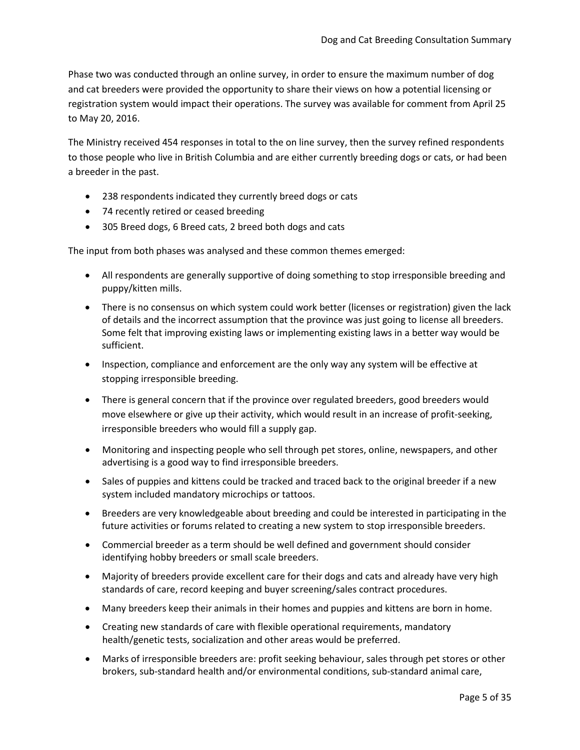Phase two was conducted through an online survey, in order to ensure the maximum number of dog and cat breeders were provided the opportunity to share their views on how a potential licensing or registration system would impact their operations. The survey was available for comment from April 25 to May 20, 2016.

The Ministry received 454 responses in total to the on line survey, then the survey refined respondents to those people who live in British Columbia and are either currently breeding dogs or cats, or had been a breeder in the past.

- 238 respondents indicated they currently breed dogs or cats
- 74 recently retired or ceased breeding
- 305 Breed dogs, 6 Breed cats, 2 breed both dogs and cats

The input from both phases was analysed and these common themes emerged:

- All respondents are generally supportive of doing something to stop irresponsible breeding and puppy/kitten mills.
- There is no consensus on which system could work better (licenses or registration) given the lack of details and the incorrect assumption that the province was just going to license all breeders. Some felt that improving existing laws or implementing existing laws in a better way would be sufficient.
- Inspection, compliance and enforcement are the only way any system will be effective at stopping irresponsible breeding.
- There is general concern that if the province over regulated breeders, good breeders would move elsewhere or give up their activity, which would result in an increase of profit-seeking, irresponsible breeders who would fill a supply gap.
- Monitoring and inspecting people who sell through pet stores, online, newspapers, and other advertising is a good way to find irresponsible breeders.
- Sales of puppies and kittens could be tracked and traced back to the original breeder if a new system included mandatory microchips or tattoos.
- Breeders are very knowledgeable about breeding and could be interested in participating in the future activities or forums related to creating a new system to stop irresponsible breeders.
- Commercial breeder as a term should be well defined and government should consider identifying hobby breeders or small scale breeders.
- Majority of breeders provide excellent care for their dogs and cats and already have very high standards of care, record keeping and buyer screening/sales contract procedures.
- Many breeders keep their animals in their homes and puppies and kittens are born in home.
- Creating new standards of care with flexible operational requirements, mandatory health/genetic tests, socialization and other areas would be preferred.
- Marks of irresponsible breeders are: profit seeking behaviour, sales through pet stores or other brokers, sub-standard health and/or environmental conditions, sub-standard animal care,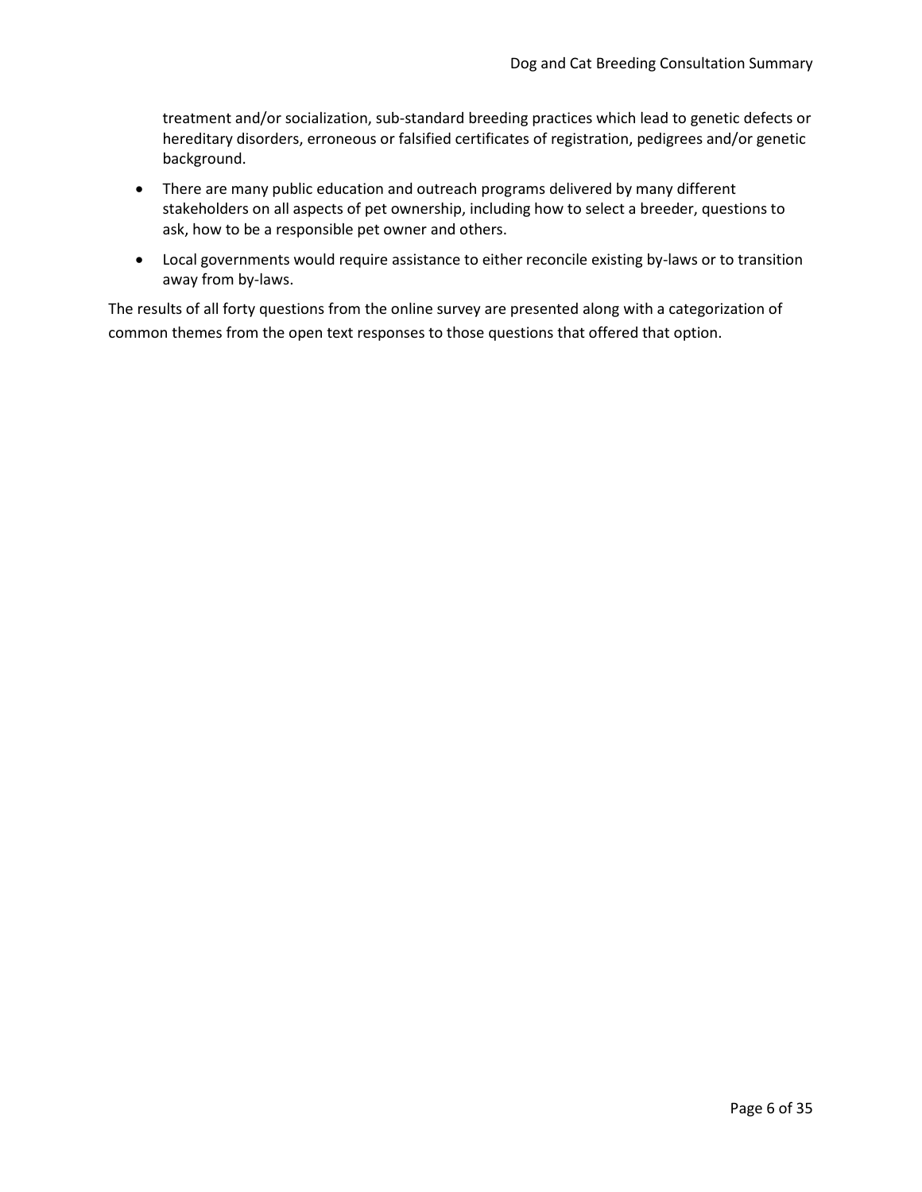treatment and/or socialization, sub-standard breeding practices which lead to genetic defects or hereditary disorders, erroneous or falsified certificates of registration, pedigrees and/or genetic background.

- There are many public education and outreach programs delivered by many different stakeholders on all aspects of pet ownership, including how to select a breeder, questions to ask, how to be a responsible pet owner and others.
- Local governments would require assistance to either reconcile existing by-laws or to transition away from by-laws.

The results of all forty questions from the online survey are presented along with a categorization of common themes from the open text responses to those questions that offered that option.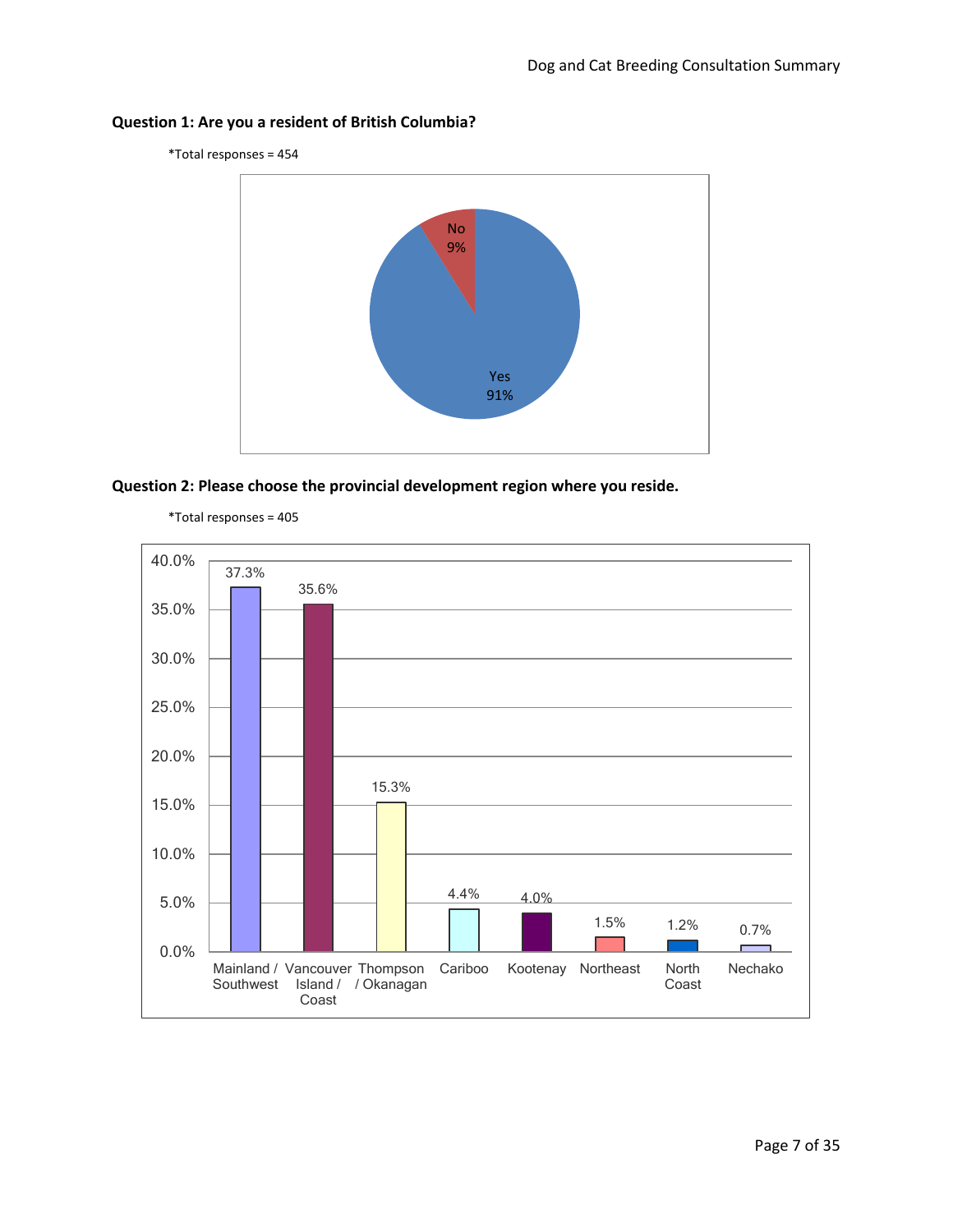**Question 1: Are you a resident of British Columbia?**

*Total responses = 454

| Response | Percentage |
|---|---|
| Yes | 91% |
| No | 9% |

**Question 2: Please choose the provincial development region where you reside.**

*Total responses = 405

| Region | Percentage |
|---|---|
| Mainland / Southwest | 37.3% |
| Vancouver Island / Coast | 35.6% |
| Thompson / Okanagan | 15.3% |
| Cariboo | 4.4% |
| Kootenay | 4.0% |
| Northeast | 1.5% |
| North Coast | 1.2% |
| Nechako | 0.7% |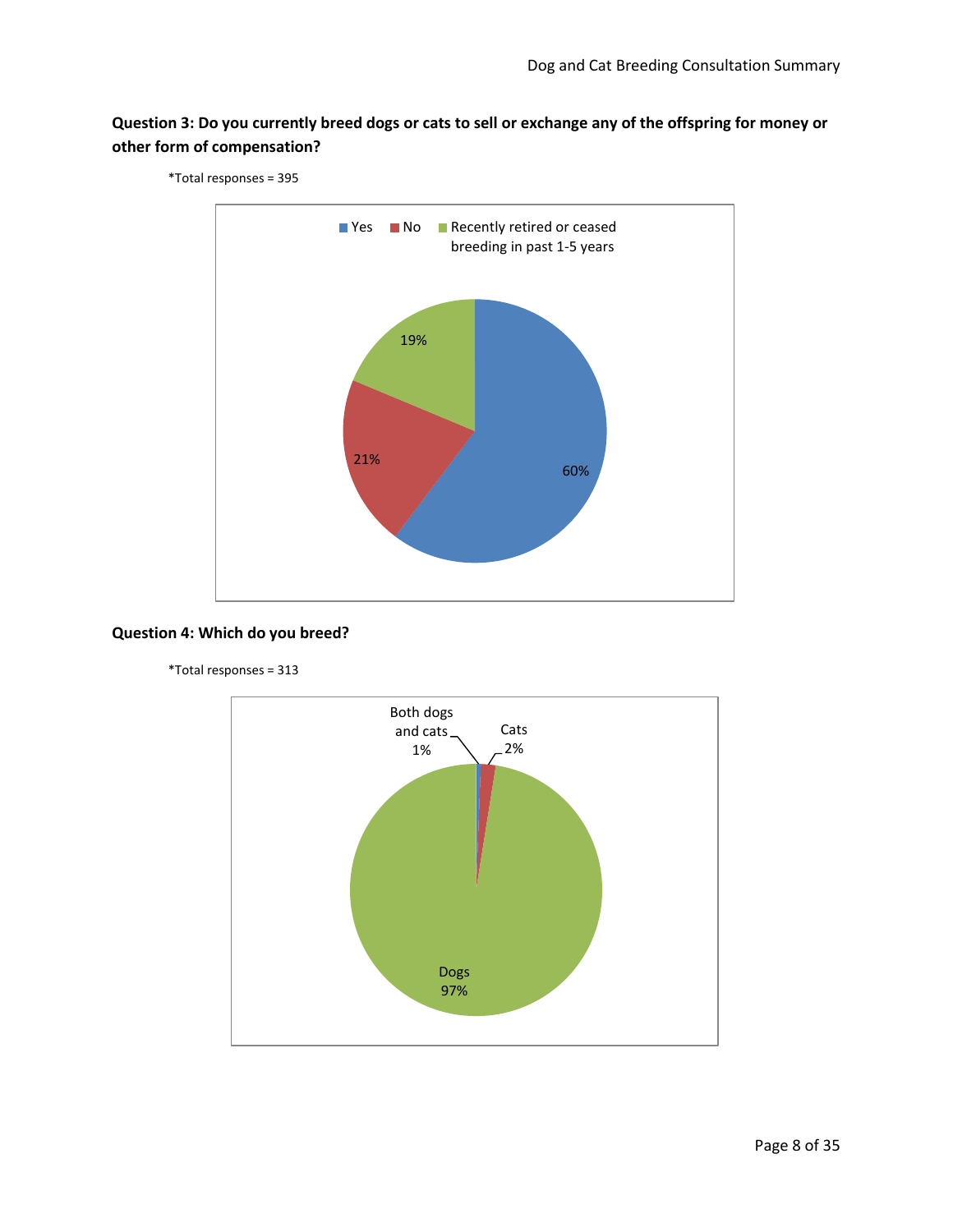**Question 3: Do you currently breed dogs or cats to sell or exchange any of the offspring for money or other form of compensation?**

*Total responses = 395

Yes | No | Recently retired or ceased breeding in past 1-5 years

19%

21%

60%

**Question 4: Which do you breed?**

*Total responses = 313

Both dogs and cats 1%

Cats 2%

Dogs 97%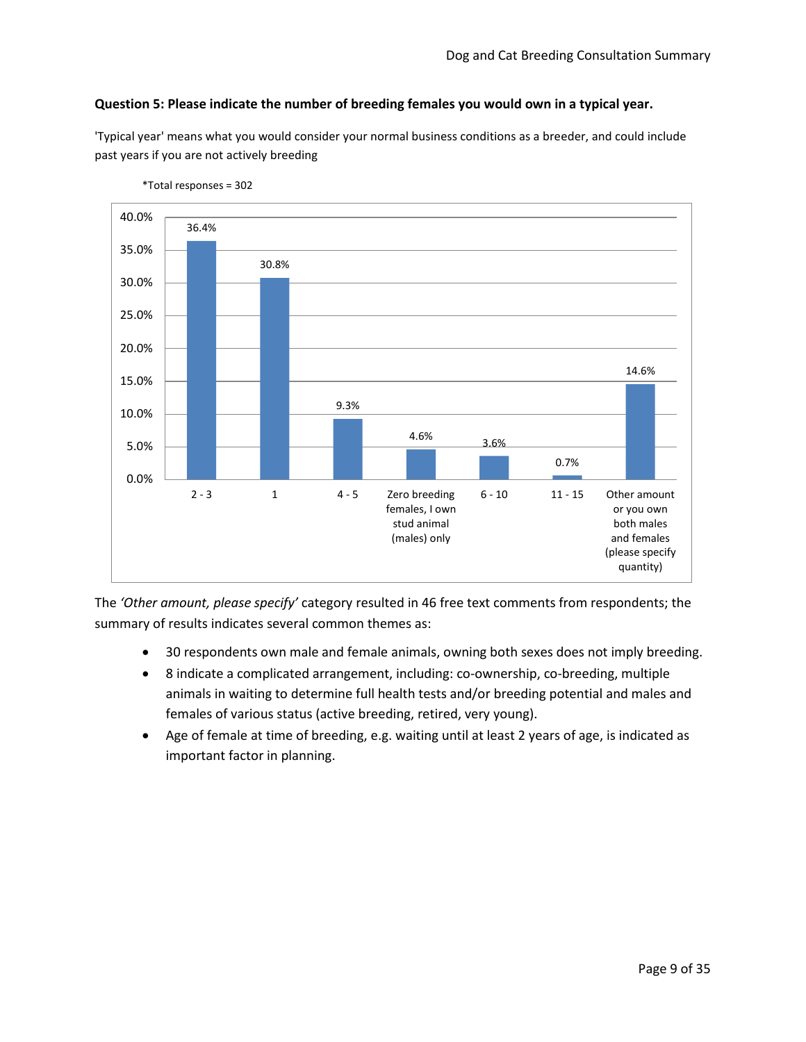**Question 5: Please indicate the number of breeding females you would own in a typical year.**

'Typical year' means what you would consider your normal business conditions as a breeder, and could include past years if you are not actively breeding

*Total responses = 302

| Number of breeding females | Percentage |
|---|---|
| 2 - 3 | 36.4% |
| 1 | 30.8% |
| 4 - 5 | 9.3% |
| Zero breeding females, I own stud animal (males) only | 4.6% |
| 6 - 10 | 3.6% |
| 11 - 15 | 0.7% |
| Other amount or you own both males and females (please specify quantity) | 14.6% |

The *'Other amount, please specify'* category resulted in 46 free text comments from respondents; the summary of results indicates several common themes as:

- 30 respondents own male and female animals, owning both sexes does not imply breeding.
- 8 indicate a complicated arrangement, including: co-ownership, co-breeding, multiple animals in waiting to determine full health tests and/or breeding potential and males and females of various status (active breeding, retired, very young).
- Age of female at time of breeding, e.g. waiting until at least 2 years of age, is indicated as important factor in planning.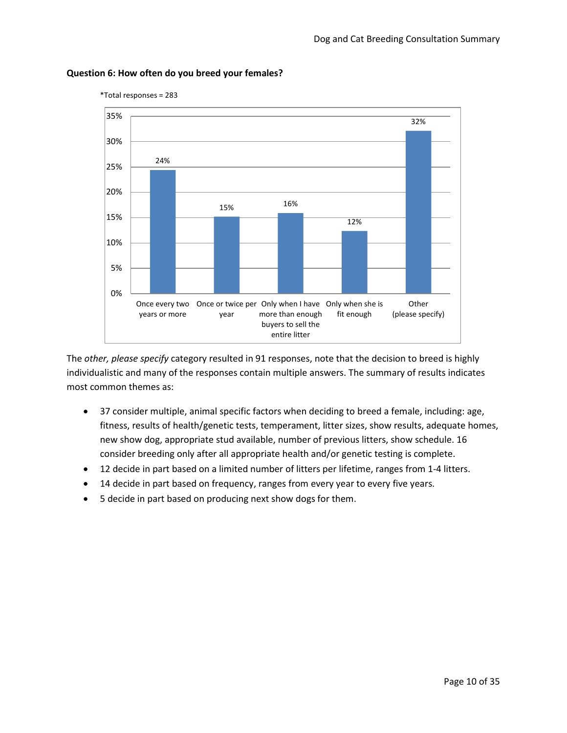**Question 6: How often do you breed your females?**

*Total responses = 283

| Response | Percentage |
|---|---|
| Once every two years or more | 24% |
| Once or twice per year | 15% |
| Only when I have more than enough buyers to sell the entire litter | 16% |
| Only when she is fit enough | 12% |
| Other (please specify) | 32% |

The *other, please specify* category resulted in 91 responses, note that the decision to breed is highly individualistic and many of the responses contain multiple answers. The summary of results indicates most common themes as:

- 37 consider multiple, animal specific factors when deciding to breed a female, including: age, fitness, results of health/genetic tests, temperament, litter sizes, show results, adequate homes, new show dog, appropriate stud available, number of previous litters, show schedule. 16 consider breeding only after all appropriate health and/or genetic testing is complete.
- 12 decide in part based on a limited number of litters per lifetime, ranges from 1-4 litters.
- 14 decide in part based on frequency, ranges from every year to every five years.
- 5 decide in part based on producing next show dogs for them.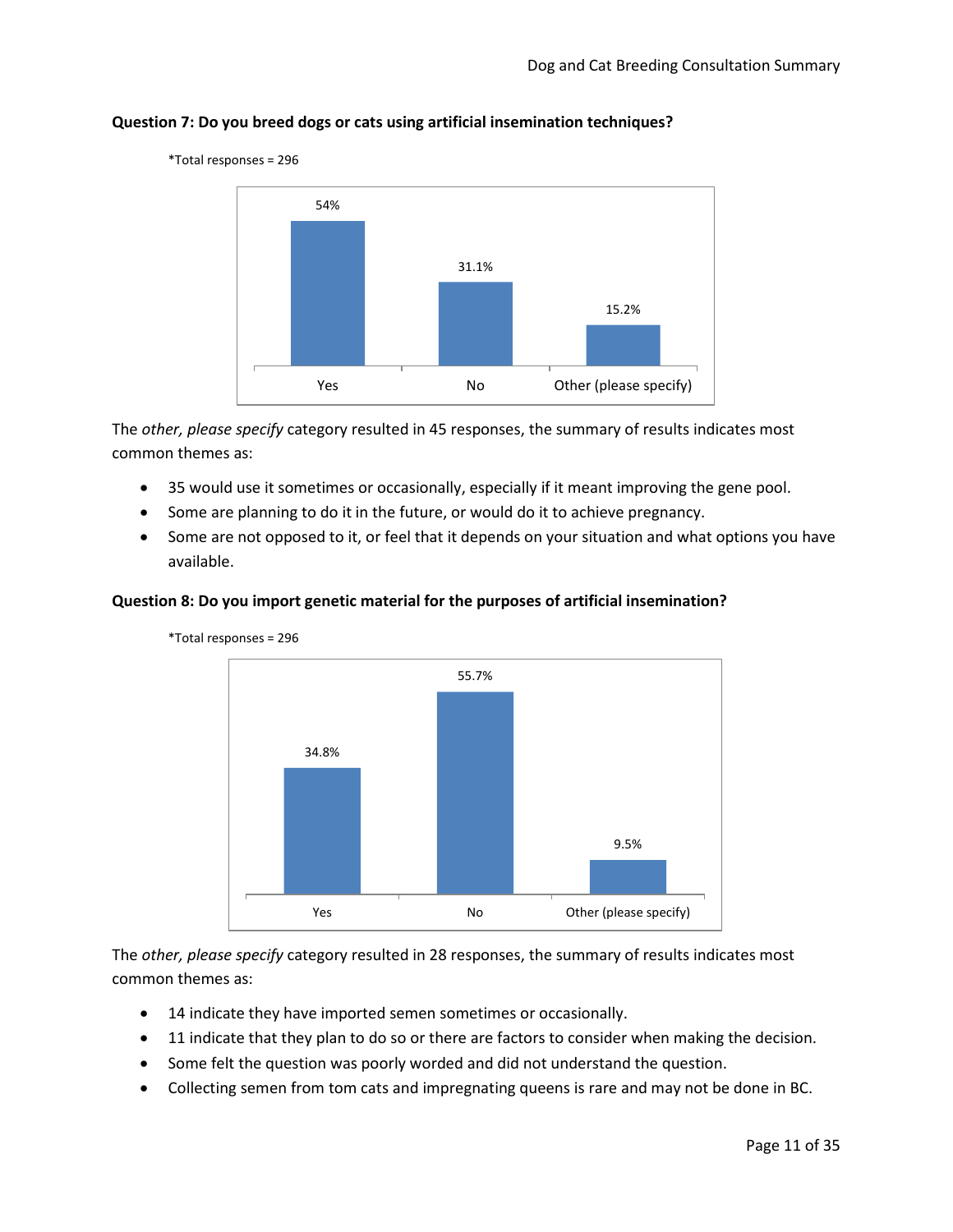**Question 7: Do you breed dogs or cats using artificial insemination techniques?**

*Total responses = 296

| Response | Percentage |
|---|---|
| Yes | 54% |
| No | 31.1% |
| Other (please specify) | 15.2% |

The *other, please specify* category resulted in 45 responses, the summary of results indicates most common themes as:

- 35 would use it sometimes or occasionally, especially if it meant improving the gene pool.
- Some are planning to do it in the future, or would do it to achieve pregnancy.
- Some are not opposed to it, or feel that it depends on your situation and what options you have available.

**Question 8: Do you import genetic material for the purposes of artificial insemination?**

*Total responses = 296

| Response | Percentage |
|---|---|
| Yes | 34.8% |
| No | 55.7% |
| Other (please specify) | 9.5% |

The *other, please specify* category resulted in 28 responses, the summary of results indicates most common themes as:

- 14 indicate they have imported semen sometimes or occasionally.
- 11 indicate that they plan to do so or there are factors to consider when making the decision.
- Some felt the question was poorly worded and did not understand the question.
- Collecting semen from tom cats and impregnating queens is rare and may not be done in BC.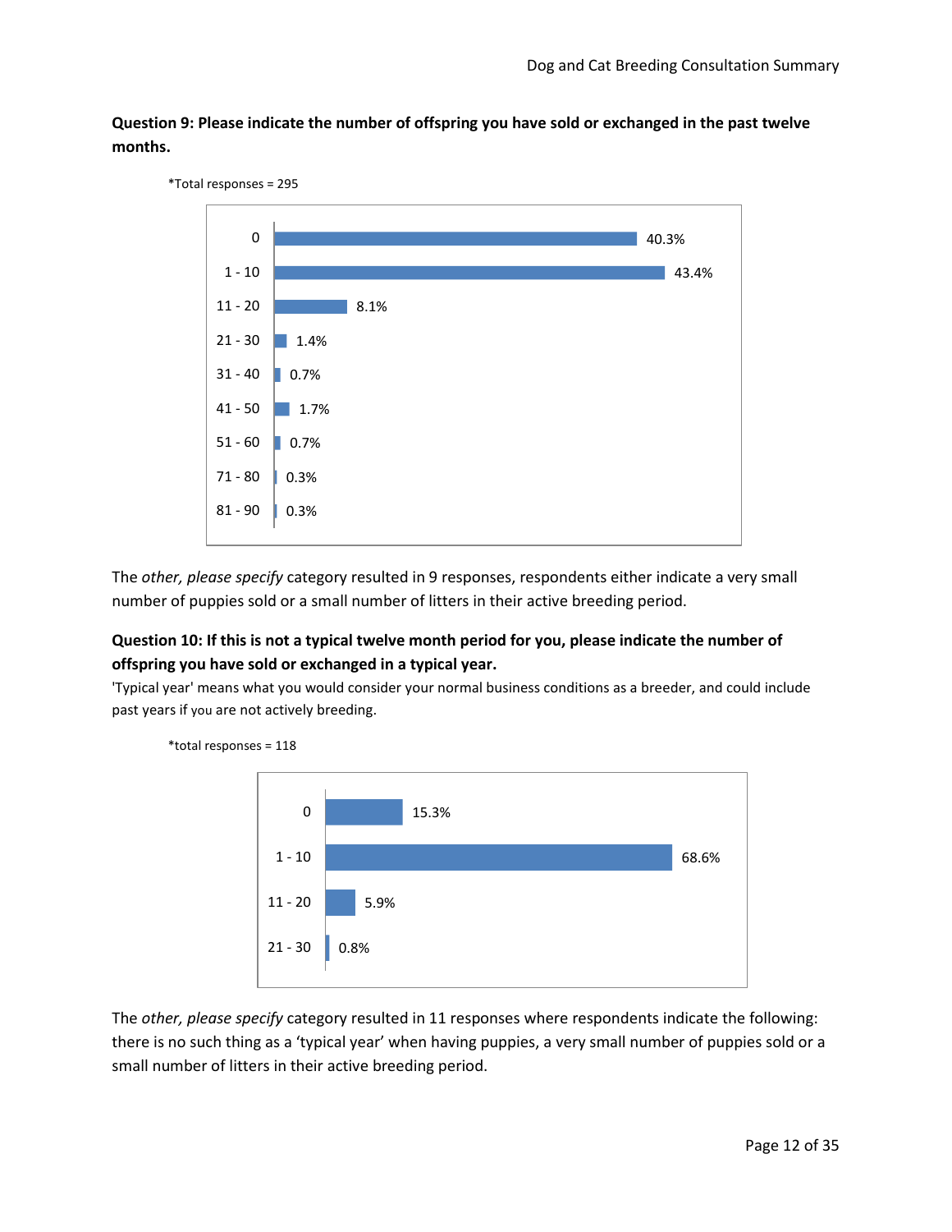**Question 9: Please indicate the number of offspring you have sold or exchanged in the past twelve months.**

*Total responses = 295

| Number of offspring | Percentage |
|---|---|
| 0 | 40.3% |
| 1 - 10 | 43.4% |
| 11 - 20 | 8.1% |
| 21 - 30 | 1.4% |
| 31 - 40 | 0.7% |
| 41 - 50 | 1.7% |
| 51 - 60 | 0.7% |
| 71 - 80 | 0.3% |
| 81 - 90 | 0.3% |

The *other, please specify* category resulted in 9 responses, respondents either indicate a very small number of puppies sold or a small number of litters in their active breeding period.

**Question 10: If this is not a typical twelve month period for you, please indicate the number of offspring you have sold or exchanged in a typical year.**

'Typical year' means what you would consider your normal business conditions as a breeder, and could include past years if you are not actively breeding.

*total responses = 118

| Number of offspring | Percentage |
|---|---|
| 0 | 15.3% |
| 1 - 10 | 68.6% |
| 11 - 20 | 5.9% |
| 21 - 30 | 0.8% |

The *other, please specify* category resulted in 11 responses where respondents indicate the following: there is no such thing as a 'typical year' when having puppies, a very small number of puppies sold or a small number of litters in their active breeding period.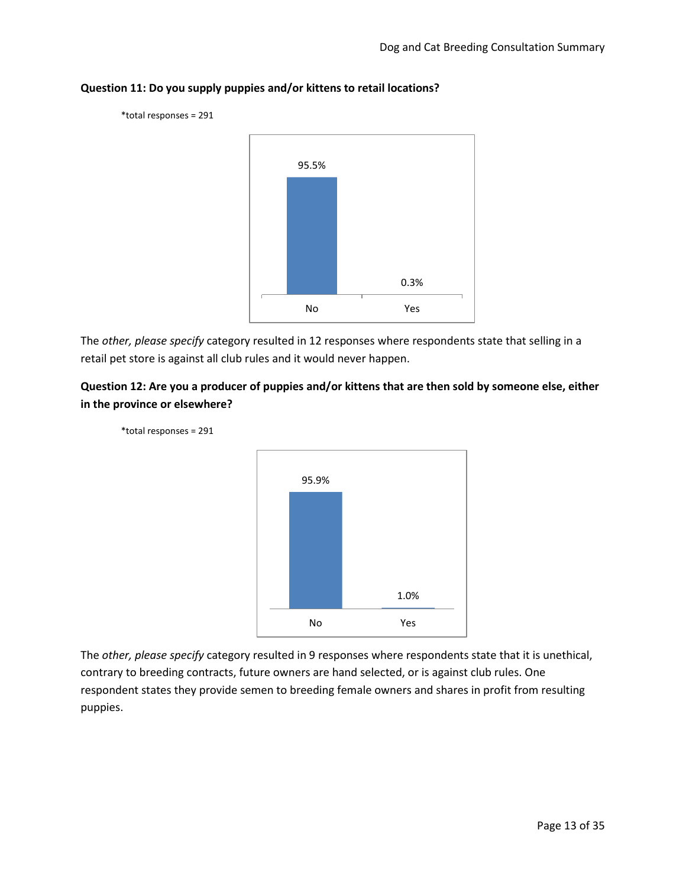**Question 11: Do you supply puppies and/or kittens to retail locations?**

*total responses = 291

| | No | Yes |
|---|---|---|
| | 95.5% | 0.3% |

The *other, please specify* category resulted in 12 responses where respondents state that selling in a retail pet store is against all club rules and it would never happen.

**Question 12: Are you a producer of puppies and/or kittens that are then sold by someone else, either in the province or elsewhere?**

*total responses = 291

| | No | Yes |
|---|---|---|
| | 95.9% | 1.0% |

The *other, please specify* category resulted in 9 responses where respondents state that it is unethical, contrary to breeding contracts, future owners are hand selected, or is against club rules. One respondent states they provide semen to breeding female owners and shares in profit from resulting puppies.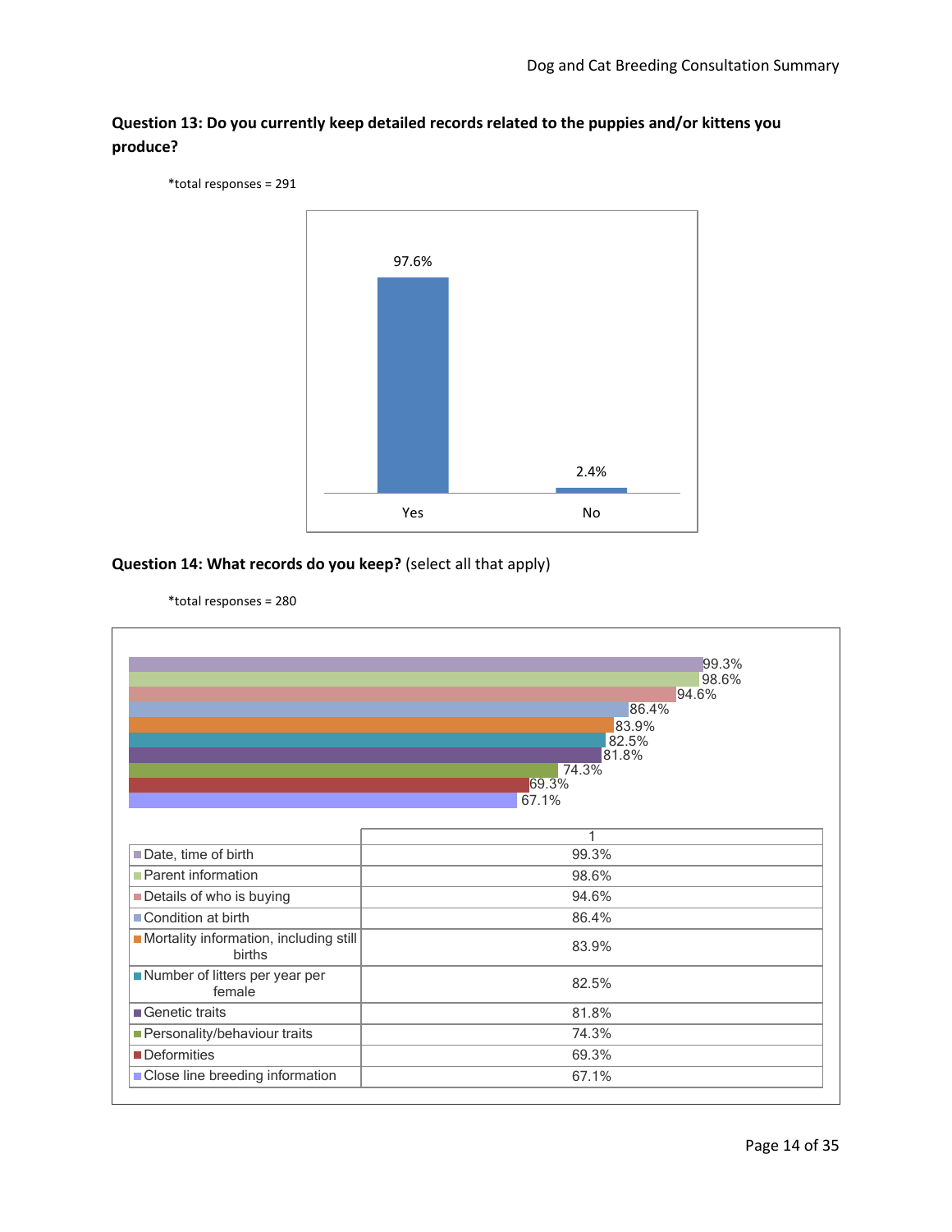**Question 13: Do you currently keep detailed records related to the puppies and/or kittens you produce?**

*total responses = 291

| | Yes | No |
|---|---|---|
| | 97.6% | 2.4% |

**Question 14: What records do you keep?** (select all that apply)

*total responses = 280

| | 1 |
|---|---|
| Date, time of birth | 99.3% |
| Parent information | 98.6% |
| Details of who is buying | 94.6% |
| Condition at birth | 86.4% |
| Mortality information, including still births | 83.9% |
| Number of litters per year per female | 82.5% |
| Genetic traits | 81.8% |
| Personality/behaviour traits | 74.3% |
| Deformities | 69.3% |
| Close line breeding information | 67.1% |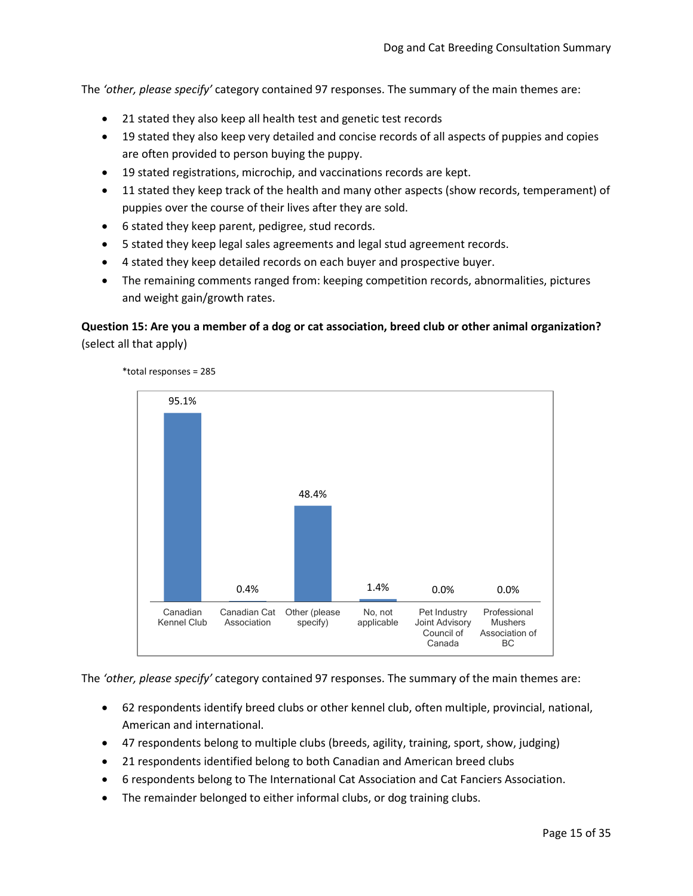The *'other, please specify'* category contained 97 responses. The summary of the main themes are:

- 21 stated they also keep all health test and genetic test records
- 19 stated they also keep very detailed and concise records of all aspects of puppies and copies are often provided to person buying the puppy.
- 19 stated registrations, microchip, and vaccinations records are kept.
- 11 stated they keep track of the health and many other aspects (show records, temperament) of puppies over the course of their lives after they are sold.
- 6 stated they keep parent, pedigree, stud records.
- 5 stated they keep legal sales agreements and legal stud agreement records.
- 4 stated they keep detailed records on each buyer and prospective buyer.
- The remaining comments ranged from: keeping competition records, abnormalities, pictures and weight gain/growth rates.

**Question 15: Are you a member of a dog or cat association, breed club or other animal organization?** (select all that apply)

*total responses = 285

| Response | Percentage |
|---|---|
| Canadian Kennel Club | 95.1% |
| Canadian Cat Association | 0.4% |
| Other (please specify) | 48.4% |
| No, not applicable | 1.4% |
| Pet Industry Joint Advisory Council of Canada | 0.0% |
| Professional Mushers Association of BC | 0.0% |

The *'other, please specify'* category contained 97 responses. The summary of the main themes are:

- 62 respondents identify breed clubs or other kennel club, often multiple, provincial, national, American and international.
- 47 respondents belong to multiple clubs (breeds, agility, training, sport, show, judging)
- 21 respondents identified belong to both Canadian and American breed clubs
- 6 respondents belong to The International Cat Association and Cat Fanciers Association.
- The remainder belonged to either informal clubs, or dog training clubs.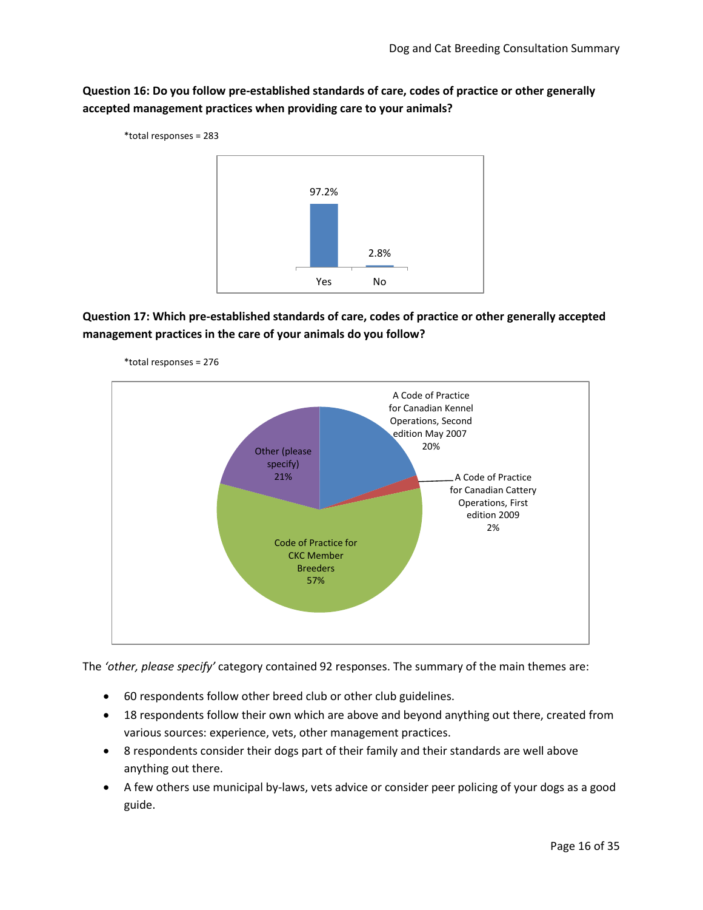**Question 16: Do you follow pre-established standards of care, codes of practice or other generally accepted management practices when providing care to your animals?**

*total responses = 283

| Response | Percentage |
|---|---|
| Yes | 97.2% |
| No | 2.8% |

**Question 17: Which pre-established standards of care, codes of practice or other generally accepted management practices in the care of your animals do you follow?**

*total responses = 276

| Code of Practice | Percentage |
|---|---|
| A Code of Practice for Canadian Kennel Operations, Second edition May 2007 | 20% |
| A Code of Practice for Canadian Cattery Operations, First edition 2009 | 2% |
| Code of Practice for CKC Member Breeders | 57% |
| Other (please specify) | 21% |

The *'other, please specify'* category contained 92 responses. The summary of the main themes are:

- 60 respondents follow other breed club or other club guidelines.
- 18 respondents follow their own which are above and beyond anything out there, created from various sources: experience, vets, other management practices.
- 8 respondents consider their dogs part of their family and their standards are well above anything out there.
- A few others use municipal by-laws, vets advice or consider peer policing of your dogs as a good guide.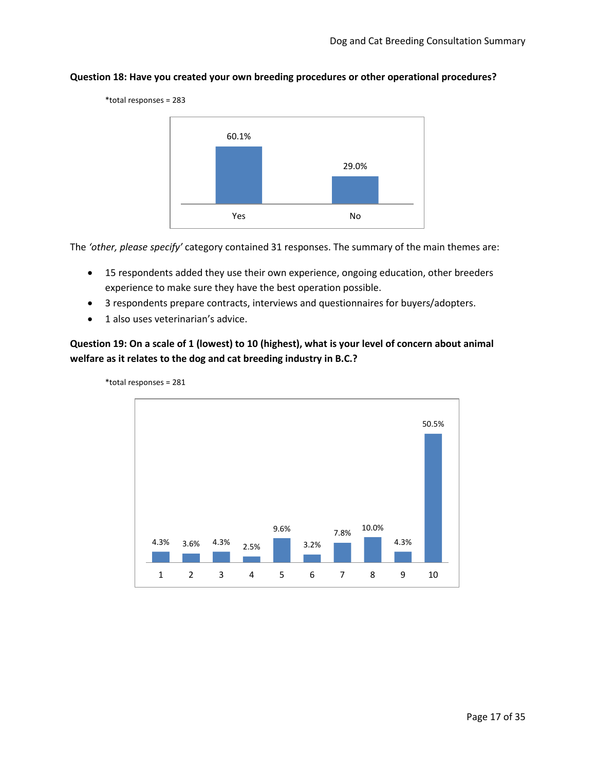**Question 18: Have you created your own breeding procedures or other operational procedures?**

*total responses = 283

| Yes | No |
| --- | --- |
| 60.1% | 29.0% |

The *'other, please specify'* category contained 31 responses. The summary of the main themes are:

- 15 respondents added they use their own experience, ongoing education, other breeders experience to make sure they have the best operation possible.
- 3 respondents prepare contracts, interviews and questionnaires for buyers/adopters.
- 1 also uses veterinarian's advice.

**Question 19: On a scale of 1 (lowest) to 10 (highest), what is your level of concern about animal welfare as it relates to the dog and cat breeding industry in B.C.?**

*total responses = 281

| 1 | 2 | 3 | 4 | 5 | 6 | 7 | 8 | 9 | 10 |
| --- | --- | --- | --- | --- | --- | --- | --- | --- | --- |
| 4.3% | 3.6% | 4.3% | 2.5% | 9.6% | 3.2% | 7.8% | 10.0% | 4.3% | 50.5% |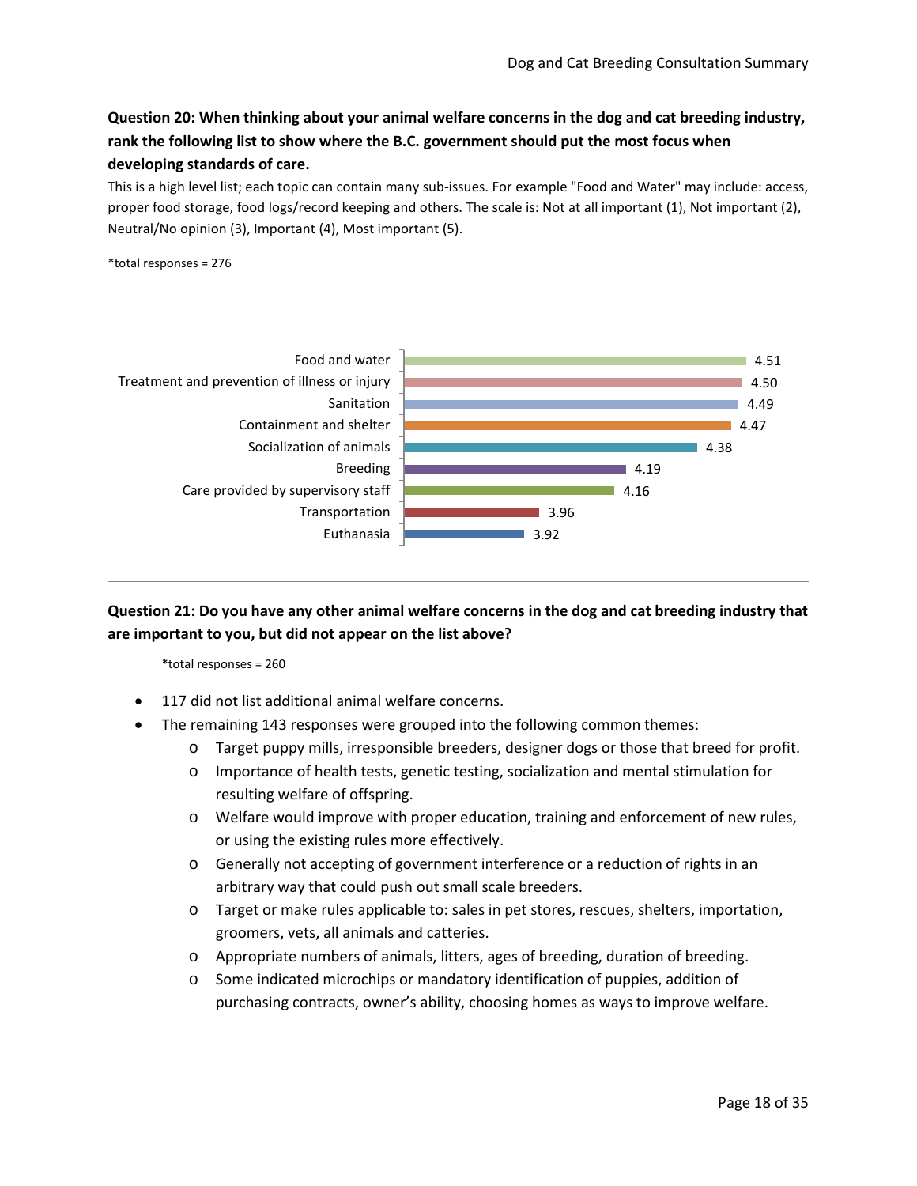**Question 20: When thinking about your animal welfare concerns in the dog and cat breeding industry, rank the following list to show where the B.C. government should put the most focus when developing standards of care.**

This is a high level list; each topic can contain many sub-issues. For example "Food and Water" may include: access, proper food storage, food logs/record keeping and others. The scale is: Not at all important (1), Not important (2), Neutral/No opinion (3), Important (4), Most important (5).

*total responses = 276

| Topic | Average rating |
|---|---|
| Food and water | 4.51 |
| Treatment and prevention of illness or injury | 4.50 |
| Sanitation | 4.49 |
| Containment and shelter | 4.47 |
| Socialization of animals | 4.38 |
| Breeding | 4.19 |
| Care provided by supervisory staff | 4.16 |
| Transportation | 3.96 |
| Euthanasia | 3.92 |

**Question 21: Do you have any other animal welfare concerns in the dog and cat breeding industry that are important to you, but did not appear on the list above?**

*total responses = 260

- 117 did not list additional animal welfare concerns.
- The remaining 143 responses were grouped into the following common themes:
  - Target puppy mills, irresponsible breeders, designer dogs or those that breed for profit.
  - Importance of health tests, genetic testing, socialization and mental stimulation for resulting welfare of offspring.
  - Welfare would improve with proper education, training and enforcement of new rules, or using the existing rules more effectively.
  - Generally not accepting of government interference or a reduction of rights in an arbitrary way that could push out small scale breeders.
  - Target or make rules applicable to: sales in pet stores, rescues, shelters, importation, groomers, vets, all animals and catteries.
  - Appropriate numbers of animals, litters, ages of breeding, duration of breeding.
  - Some indicated microchips or mandatory identification of puppies, addition of purchasing contracts, owner's ability, choosing homes as ways to improve welfare.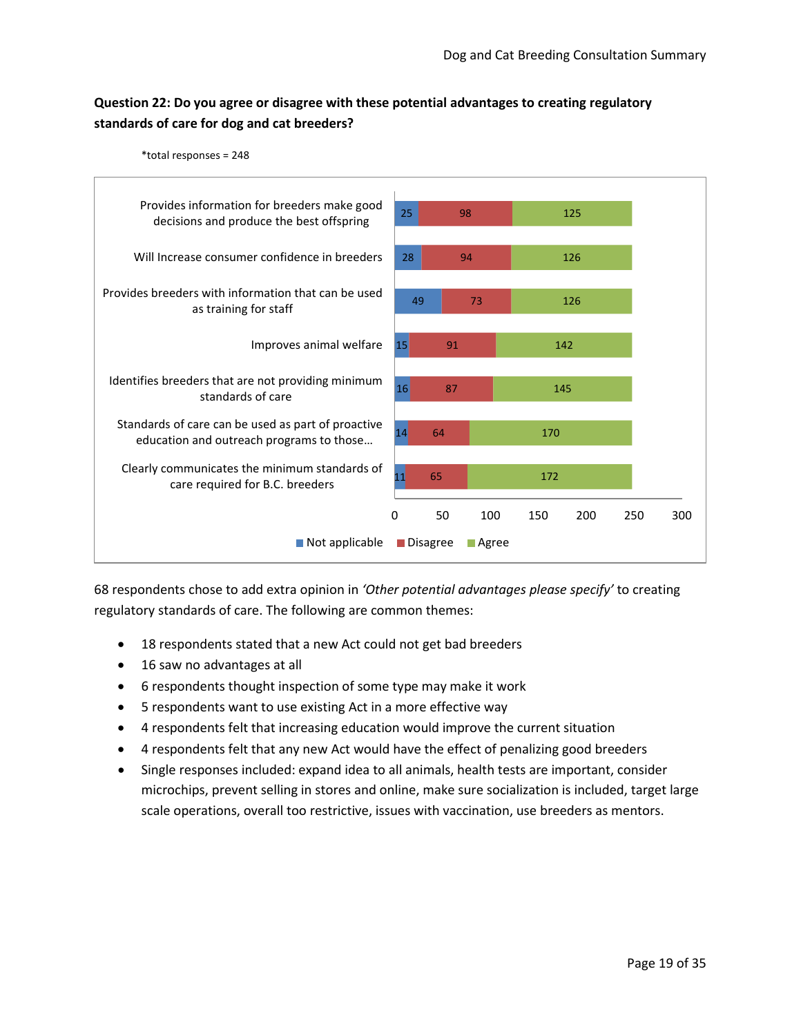**Question 22: Do you agree or disagree with these potential advantages to creating regulatory standards of care for dog and cat breeders?**

*total responses = 248

| | Not applicable | Disagree | Agree |
|---|---|---|---|
| Provides information for breeders make good decisions and produce the best offspring | 25 | 98 | 125 |
| Will Increase consumer confidence in breeders | 28 | 94 | 126 |
| Provides breeders with information that can be used as training for staff | 49 | 73 | 126 |
| Improves animal welfare | 15 | 91 | 142 |
| Identifies breeders that are not providing minimum standards of care | 16 | 87 | 145 |
| Standards of care can be used as part of proactive education and outreach programs to those… | 14 | 64 | 170 |
| Clearly communicates the minimum standards of care required for B.C. breeders | 11 | 65 | 172 |

68 respondents chose to add extra opinion in *'Other potential advantages please specify'* to creating regulatory standards of care. The following are common themes:

- 18 respondents stated that a new Act could not get bad breeders
- 16 saw no advantages at all
- 6 respondents thought inspection of some type may make it work
- 5 respondents want to use existing Act in a more effective way
- 4 respondents felt that increasing education would improve the current situation
- 4 respondents felt that any new Act would have the effect of penalizing good breeders
- Single responses included: expand idea to all animals, health tests are important, consider microchips, prevent selling in stores and online, make sure socialization is included, target large scale operations, overall too restrictive, issues with vaccination, use breeders as mentors.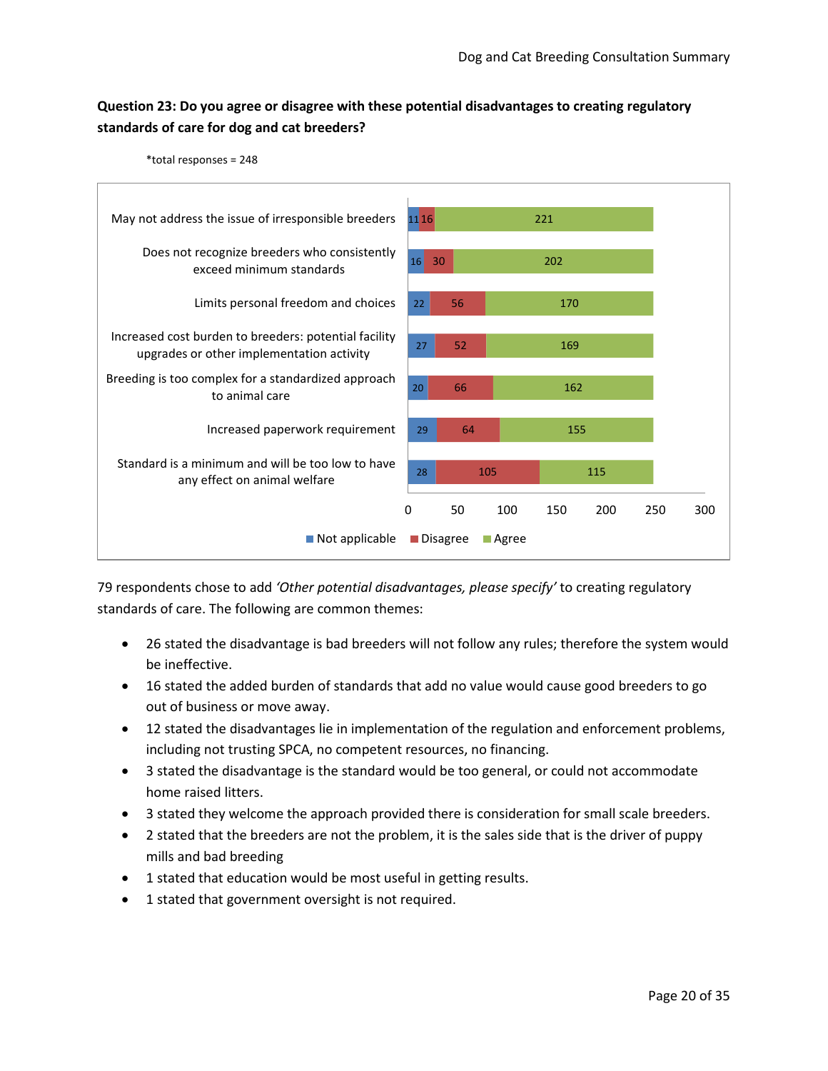**Question 23: Do you agree or disagree with these potential disadvantages to creating regulatory standards of care for dog and cat breeders?**

*total responses = 248

| | Not applicable | Disagree | Agree |
|---|---|---|---|
| May not address the issue of irresponsible breeders | 11 | 16 | 221 |
| Does not recognize breeders who consistently exceed minimum standards | 16 | 30 | 202 |
| Limits personal freedom and choices | 22 | 56 | 170 |
| Increased cost burden to breeders: potential facility upgrades or other implementation activity | 27 | 52 | 169 |
| Breeding is too complex for a standardized approach to animal care | 20 | 66 | 162 |
| Increased paperwork requirement | 29 | 64 | 155 |
| Standard is a minimum and will be too low to have any effect on animal welfare | 28 | 105 | 115 |

79 respondents chose to add *'Other potential disadvantages, please specify'* to creating regulatory standards of care. The following are common themes:

- 26 stated the disadvantage is bad breeders will not follow any rules; therefore the system would be ineffective.
- 16 stated the added burden of standards that add no value would cause good breeders to go out of business or move away.
- 12 stated the disadvantages lie in implementation of the regulation and enforcement problems, including not trusting SPCA, no competent resources, no financing.
- 3 stated the disadvantage is the standard would be too general, or could not accommodate home raised litters.
- 3 stated they welcome the approach provided there is consideration for small scale breeders.
- 2 stated that the breeders are not the problem, it is the sales side that is the driver of puppy mills and bad breeding
- 1 stated that education would be most useful in getting results.
- 1 stated that government oversight is not required.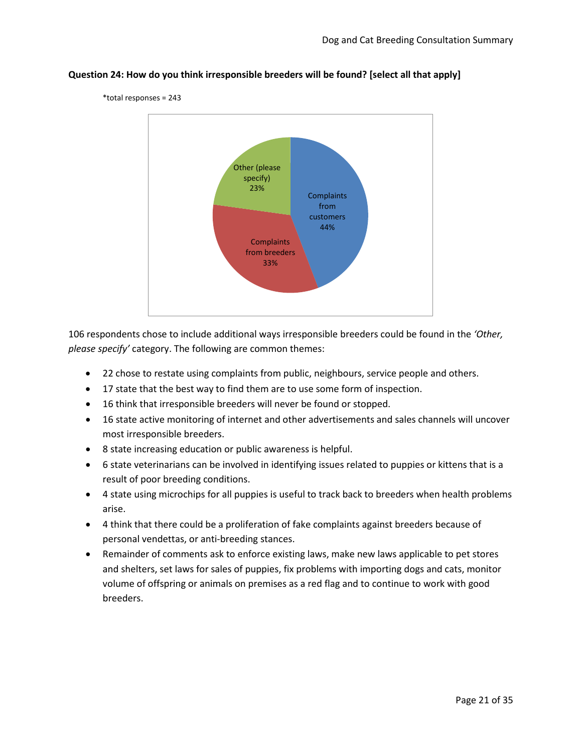**Question 24: How do you think irresponsible breeders will be found? [select all that apply]**

*total responses = 243

| Response | Percentage |
|---|---|
| Complaints from customers | 44% |
| Complaints from breeders | 33% |
| Other (please specify) | 23% |

106 respondents chose to include additional ways irresponsible breeders could be found in the *'Other, please specify'* category. The following are common themes:

- 22 chose to restate using complaints from public, neighbours, service people and others.
- 17 state that the best way to find them are to use some form of inspection.
- 16 think that irresponsible breeders will never be found or stopped.
- 16 state active monitoring of internet and other advertisements and sales channels will uncover most irresponsible breeders.
- 8 state increasing education or public awareness is helpful.
- 6 state veterinarians can be involved in identifying issues related to puppies or kittens that is a result of poor breeding conditions.
- 4 state using microchips for all puppies is useful to track back to breeders when health problems arise.
- 4 think that there could be a proliferation of fake complaints against breeders because of personal vendettas, or anti-breeding stances.
- Remainder of comments ask to enforce existing laws, make new laws applicable to pet stores and shelters, set laws for sales of puppies, fix problems with importing dogs and cats, monitor volume of offspring or animals on premises as a red flag and to continue to work with good breeders.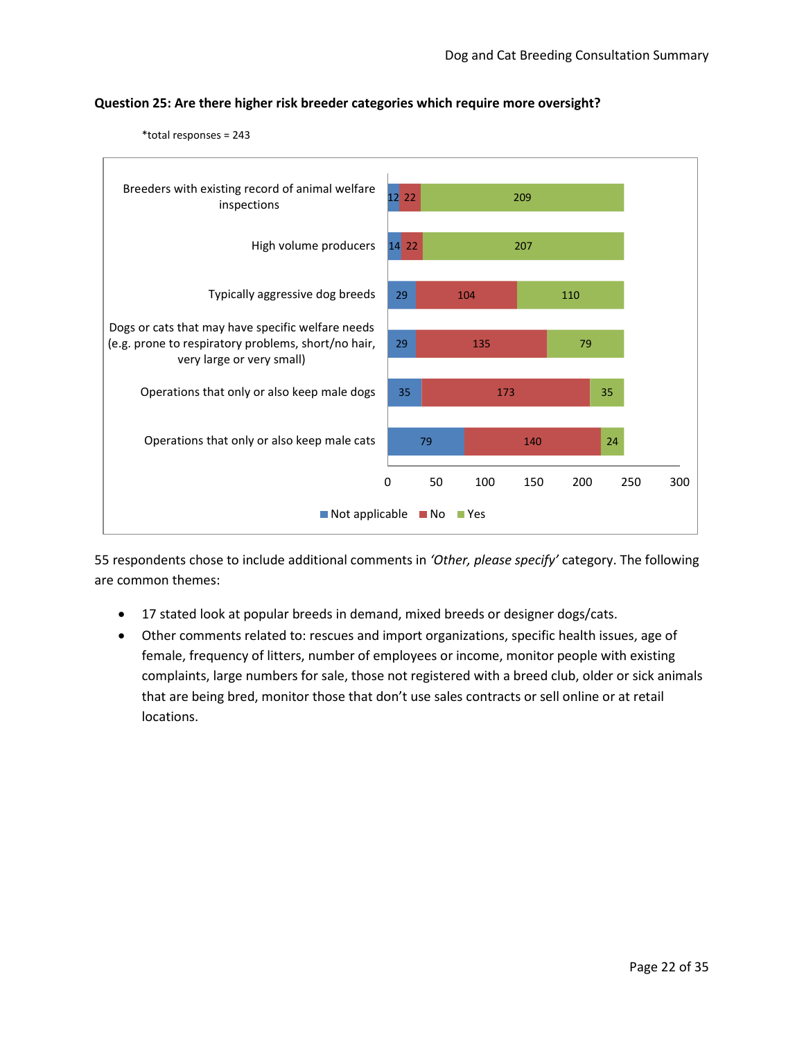**Question 25: Are there higher risk breeder categories which require more oversight?**

*total responses = 243

| Category | Not applicable | No | Yes |
|---|---|---|---|
| Breeders with existing record of animal welfare inspections | 12 | 22 | 209 |
| High volume producers | 14 | 22 | 207 |
| Typically aggressive dog breeds | 29 | 104 | 110 |
| Dogs or cats that may have specific welfare needs (e.g. prone to respiratory problems, short/no hair, very large or very small) | 29 | 135 | 79 |
| Operations that only or also keep male dogs | 35 | 173 | 35 |
| Operations that only or also keep male cats | 79 | 140 | 24 |

55 respondents chose to include additional comments in *'Other, please specify'* category. The following are common themes:

- 17 stated look at popular breeds in demand, mixed breeds or designer dogs/cats.
- Other comments related to: rescues and import organizations, specific health issues, age of female, frequency of litters, number of employees or income, monitor people with existing complaints, large numbers for sale, those not registered with a breed club, older or sick animals that are being bred, monitor those that don't use sales contracts or sell online or at retail locations.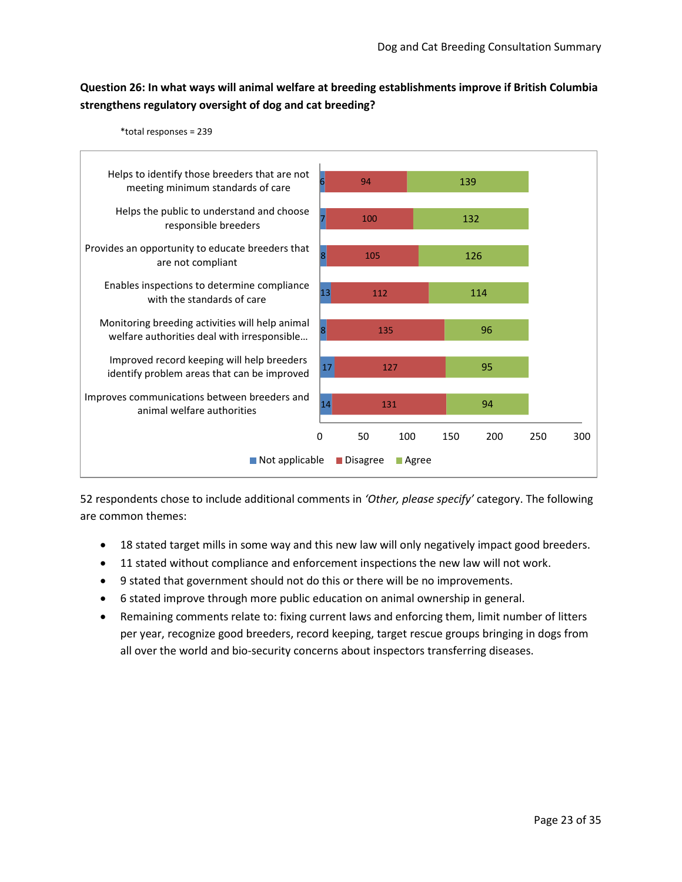**Question 26: In what ways will animal welfare at breeding establishments improve if British Columbia strengthens regulatory oversight of dog and cat breeding?**

*total responses = 239

| | Not applicable | Disagree | Agree |
|---|---|---|---|
| Helps to identify those breeders that are not meeting minimum standards of care | 6 | 94 | 139 |
| Helps the public to understand and choose responsible breeders | 7 | 100 | 132 |
| Provides an opportunity to educate breeders that are not compliant | 8 | 105 | 126 |
| Enables inspections to determine compliance with the standards of care | 13 | 112 | 114 |
| Monitoring breeding activities will help animal welfare authorities deal with irresponsible… | 8 | 135 | 96 |
| Improved record keeping will help breeders identify problem areas that can be improved | 17 | 127 | 95 |
| Improves communications between breeders and animal welfare authorities | 14 | 131 | 94 |

52 respondents chose to include additional comments in *'Other, please specify'* category. The following are common themes:

- 18 stated target mills in some way and this new law will only negatively impact good breeders.
- 11 stated without compliance and enforcement inspections the new law will not work.
- 9 stated that government should not do this or there will be no improvements.
- 6 stated improve through more public education on animal ownership in general.
- Remaining comments relate to: fixing current laws and enforcing them, limit number of litters per year, recognize good breeders, record keeping, target rescue groups bringing in dogs from all over the world and bio-security concerns about inspectors transferring diseases.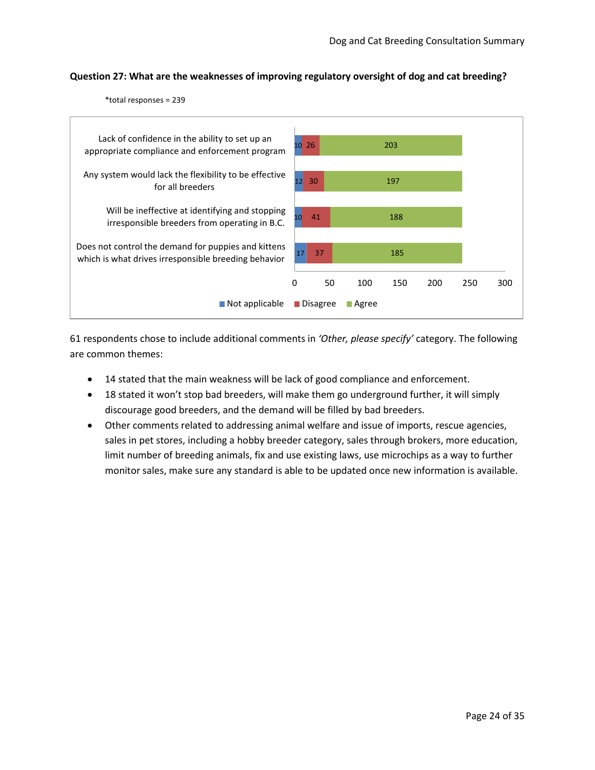**Question 27: What are the weaknesses of improving regulatory oversight of dog and cat breeding?**

*total responses = 239

| | Not applicable | Disagree | Agree |
|---|---|---|---|
| Lack of confidence in the ability to set up an appropriate compliance and enforcement program | 10 | 26 | 203 |
| Any system would lack the flexibility to be effective for all breeders | 12 | 30 | 197 |
| Will be ineffective at identifying and stopping irresponsible breeders from operating in B.C. | 10 | 41 | 188 |
| Does not control the demand for puppies and kittens which is what drives irresponsible breeding behavior | 17 | 37 | 185 |

61 respondents chose to include additional comments in *'Other, please specify'* category. The following are common themes:

- 14 stated that the main weakness will be lack of good compliance and enforcement.
- 18 stated it won't stop bad breeders, will make them go underground further, it will simply discourage good breeders, and the demand will be filled by bad breeders.
- Other comments related to addressing animal welfare and issue of imports, rescue agencies, sales in pet stores, including a hobby breeder category, sales through brokers, more education, limit number of breeding animals, fix and use existing laws, use microchips as a way to further monitor sales, make sure any standard is able to be updated once new information is available.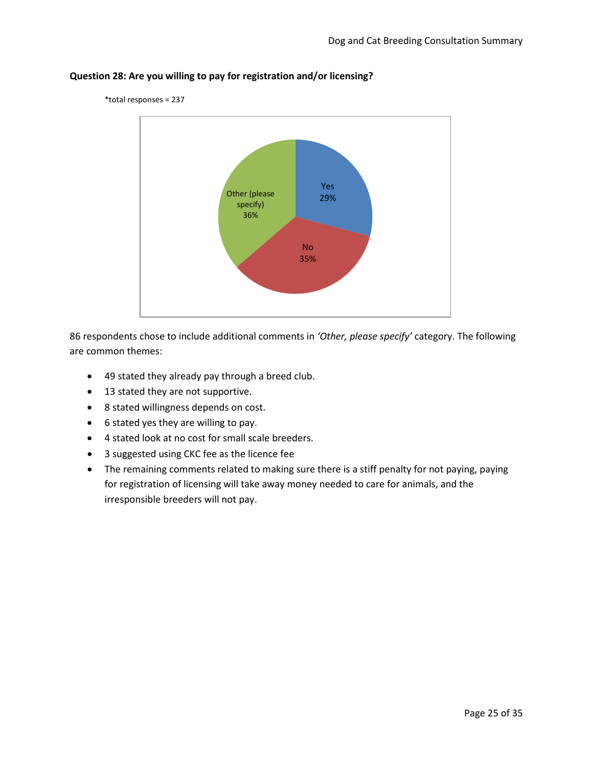**Question 28: Are you willing to pay for registration and/or licensing?**

*total responses = 237

| Response | Percentage |
|---|---|
| Yes | 29% |
| No | 35% |
| Other (please specify) | 36% |

86 respondents chose to include additional comments in *'Other, please specify'* category. The following are common themes:

- 49 stated they already pay through a breed club.
- 13 stated they are not supportive.
- 8 stated willingness depends on cost.
- 6 stated yes they are willing to pay.
- 4 stated look at no cost for small scale breeders.
- 3 suggested using CKC fee as the licence fee
- The remaining comments related to making sure there is a stiff penalty for not paying, paying for registration of licensing will take away money needed to care for animals, and the irresponsible breeders will not pay.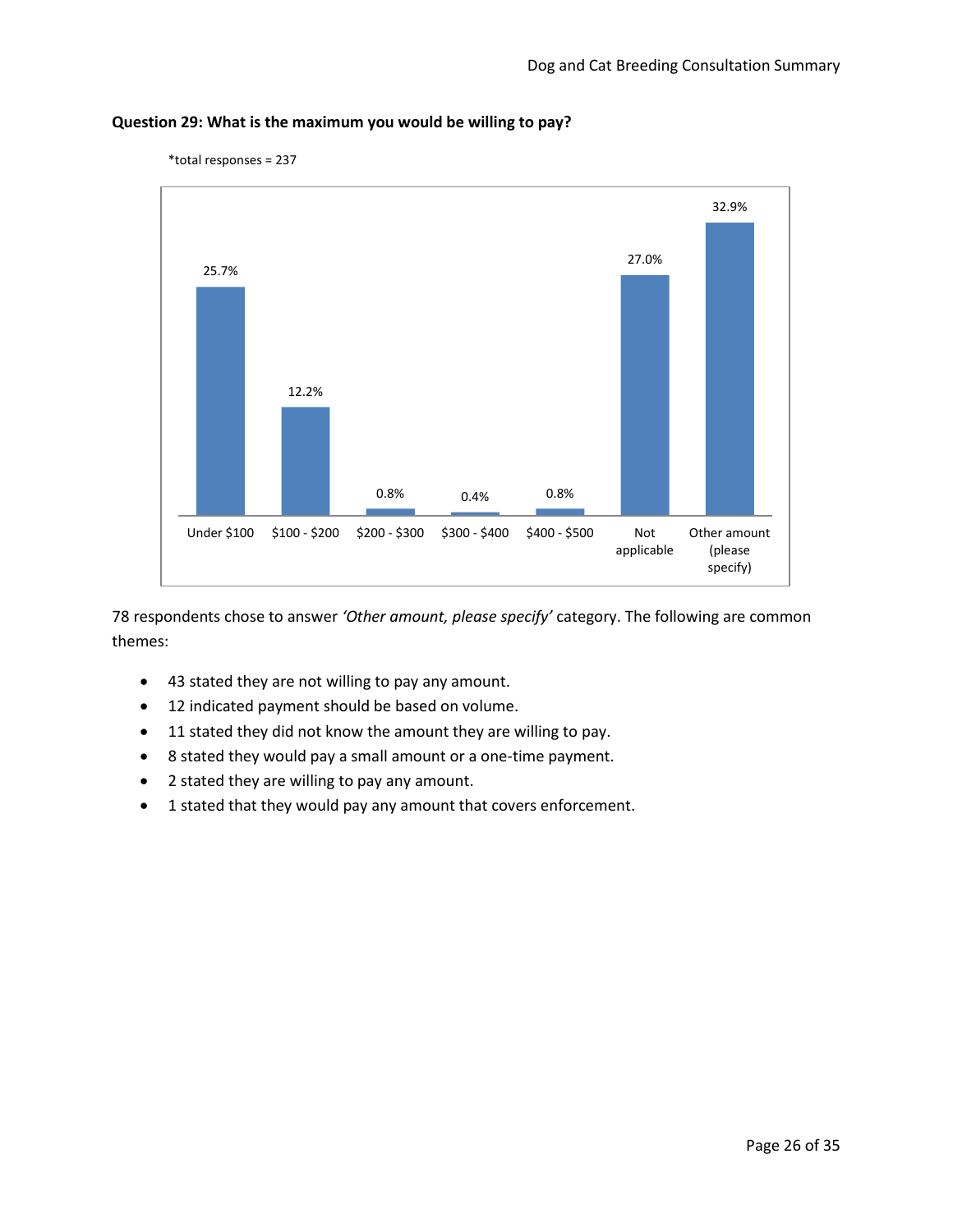**Question 29: What is the maximum you would be willing to pay?**

*total responses = 237

| Under $100 | $100 - $200 | $200 - $300 | $300 - $400 | $400 - $500 | Not applicable | Other amount (please specify) |
|---|---|---|---|---|---|---|
| 25.7% | 12.2% | 0.8% | 0.4% | 0.8% | 27.0% | 32.9% |

78 respondents chose to answer *'Other amount, please specify'* category. The following are common themes:

- 43 stated they are not willing to pay any amount.
- 12 indicated payment should be based on volume.
- 11 stated they did not know the amount they are willing to pay.
- 8 stated they would pay a small amount or a one-time payment.
- 2 stated they are willing to pay any amount.
- 1 stated that they would pay any amount that covers enforcement.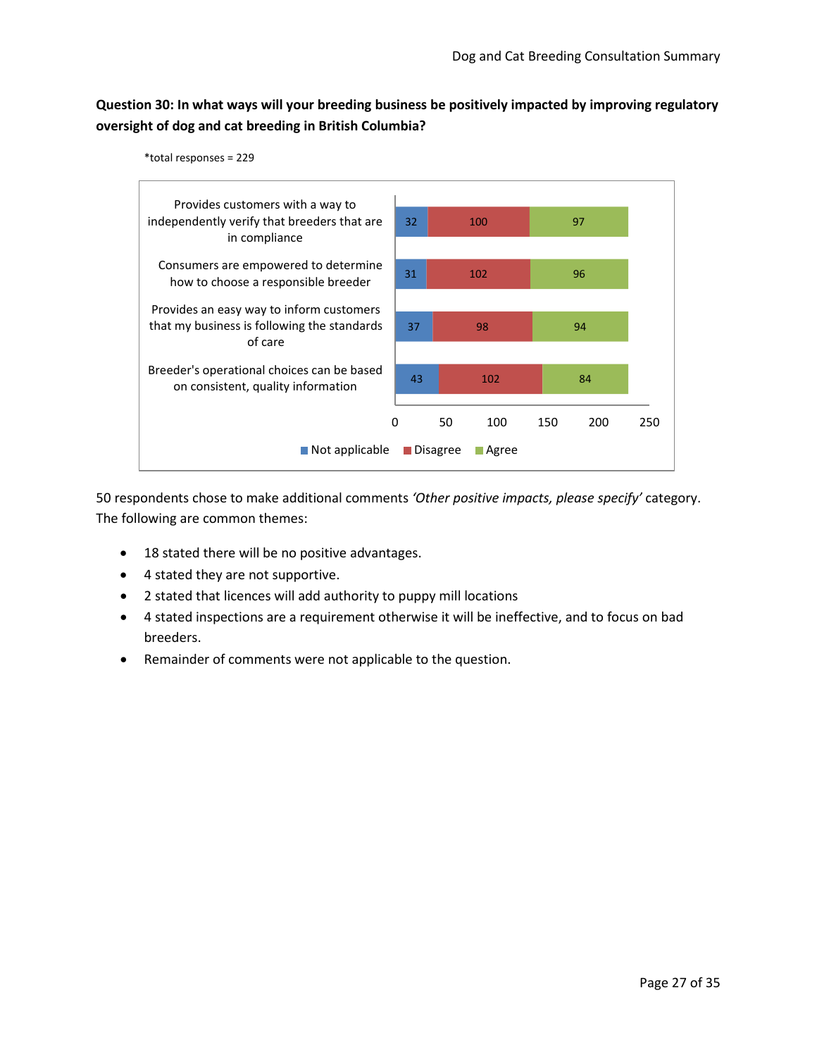**Question 30: In what ways will your breeding business be positively impacted by improving regulatory oversight of dog and cat breeding in British Columbia?**

*total responses = 229

| | Not applicable | Disagree | Agree |
|---|---|---|---|
| Provides customers with a way to independently verify that breeders that are in compliance | 32 | 100 | 97 |
| Consumers are empowered to determine how to choose a responsible breeder | 31 | 102 | 96 |
| Provides an easy way to inform customers that my business is following the standards of care | 37 | 98 | 94 |
| Breeder's operational choices can be based on consistent, quality information | 43 | 102 | 84 |

50 respondents chose to make additional comments *'Other positive impacts, please specify'* category. The following are common themes:

- 18 stated there will be no positive advantages.
- 4 stated they are not supportive.
- 2 stated that licences will add authority to puppy mill locations
- 4 stated inspections are a requirement otherwise it will be ineffective, and to focus on bad breeders.
- Remainder of comments were not applicable to the question.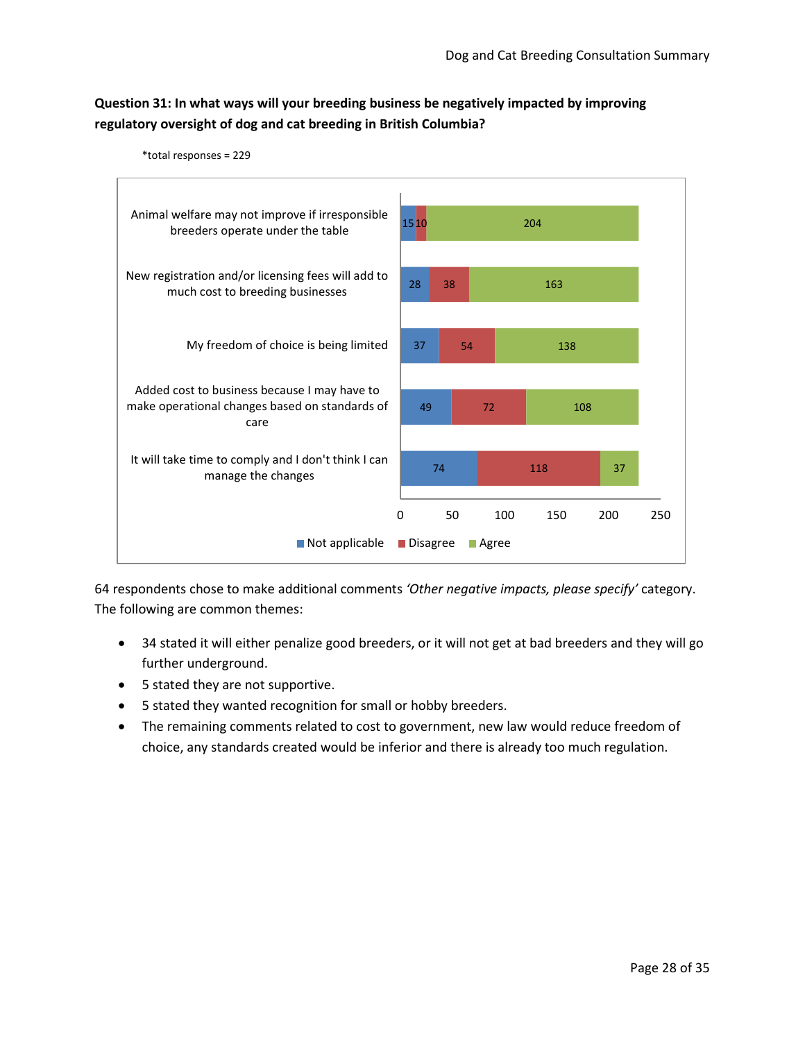**Question 31: In what ways will your breeding business be negatively impacted by improving regulatory oversight of dog and cat breeding in British Columbia?**

*total responses = 229

| | Not applicable | Disagree | Agree |
|---|---|---|---|
| Animal welfare may not improve if irresponsible breeders operate under the table | 15 | 10 | 204 |
| New registration and/or licensing fees will add to much cost to breeding businesses | 28 | 38 | 163 |
| My freedom of choice is being limited | 37 | 54 | 138 |
| Added cost to business because I may have to make operational changes based on standards of care | 49 | 72 | 108 |
| It will take time to comply and I don't think I can manage the changes | 74 | 118 | 37 |

64 respondents chose to make additional comments *'Other negative impacts, please specify'* category. The following are common themes:

- 34 stated it will either penalize good breeders, or it will not get at bad breeders and they will go further underground.
- 5 stated they are not supportive.
- 5 stated they wanted recognition for small or hobby breeders.
- The remaining comments related to cost to government, new law would reduce freedom of choice, any standards created would be inferior and there is already too much regulation.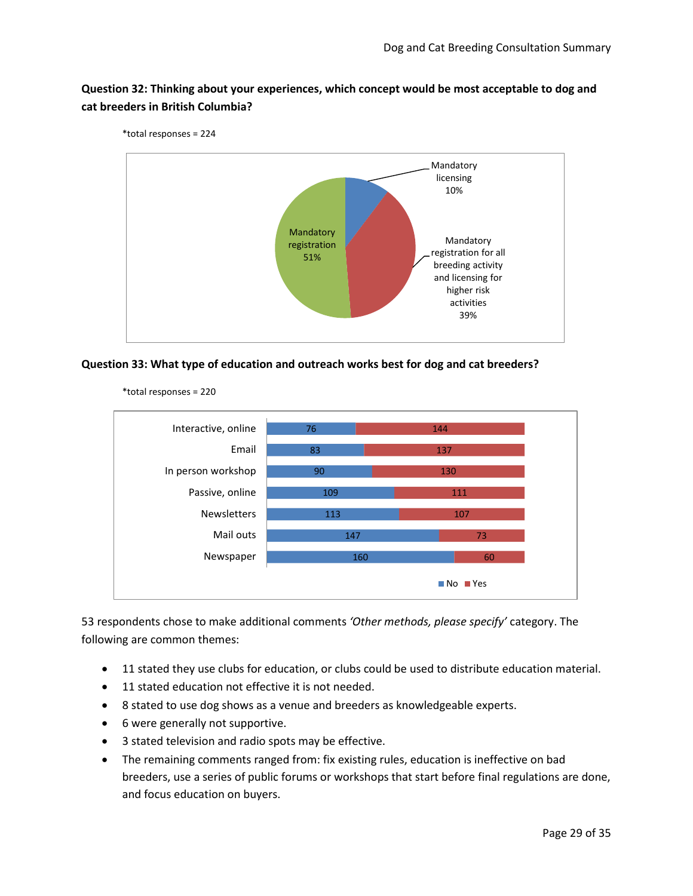**Question 32: Thinking about your experiences, which concept would be most acceptable to dog and cat breeders in British Columbia?**

*total responses = 224

| Concept | Percentage |
| --- | --- |
| Mandatory licensing | 10% |
| Mandatory registration for all breeding activity and licensing for higher risk activities | 39% |
| Mandatory registration | 51% |

**Question 33: What type of education and outreach works best for dog and cat breeders?**

*total responses = 220

| | No | Yes |
| --- | --- | --- |
| Interactive, online | 76 | 144 |
| Email | 83 | 137 |
| In person workshop | 90 | 130 |
| Passive, online | 109 | 111 |
| Newsletters | 113 | 107 |
| Mail outs | 147 | 73 |
| Newspaper | 160 | 60 |

53 respondents chose to make additional comments *'Other methods, please specify'* category. The following are common themes:

- 11 stated they use clubs for education, or clubs could be used to distribute education material.
- 11 stated education not effective it is not needed.
- 8 stated to use dog shows as a venue and breeders as knowledgeable experts.
- 6 were generally not supportive.
- 3 stated television and radio spots may be effective.
- The remaining comments ranged from: fix existing rules, education is ineffective on bad breeders, use a series of public forums or workshops that start before final regulations are done, and focus education on buyers.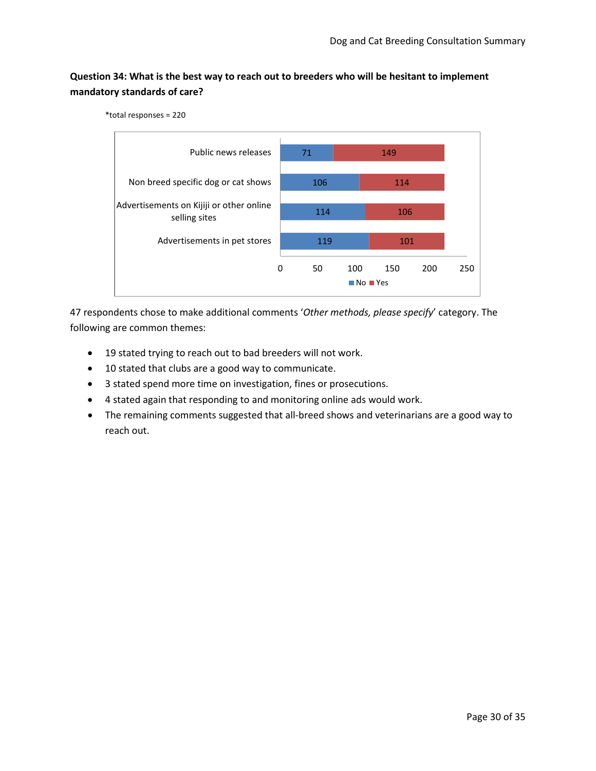**Question 34: What is the best way to reach out to breeders who will be hesitant to implement mandatory standards of care?**

*total responses = 220

| | No | Yes |
|---|---|---|
| Public news releases | 71 | 149 |
| Non breed specific dog or cat shows | 106 | 114 |
| Advertisements on Kijiji or other online selling sites | 114 | 106 |
| Advertisements in pet stores | 119 | 101 |

47 respondents chose to make additional comments '*Other methods, please specify*' category. The following are common themes:

- 19 stated trying to reach out to bad breeders will not work.
- 10 stated that clubs are a good way to communicate.
- 3 stated spend more time on investigation, fines or prosecutions.
- 4 stated again that responding to and monitoring online ads would work.
- The remaining comments suggested that all-breed shows and veterinarians are a good way to reach out.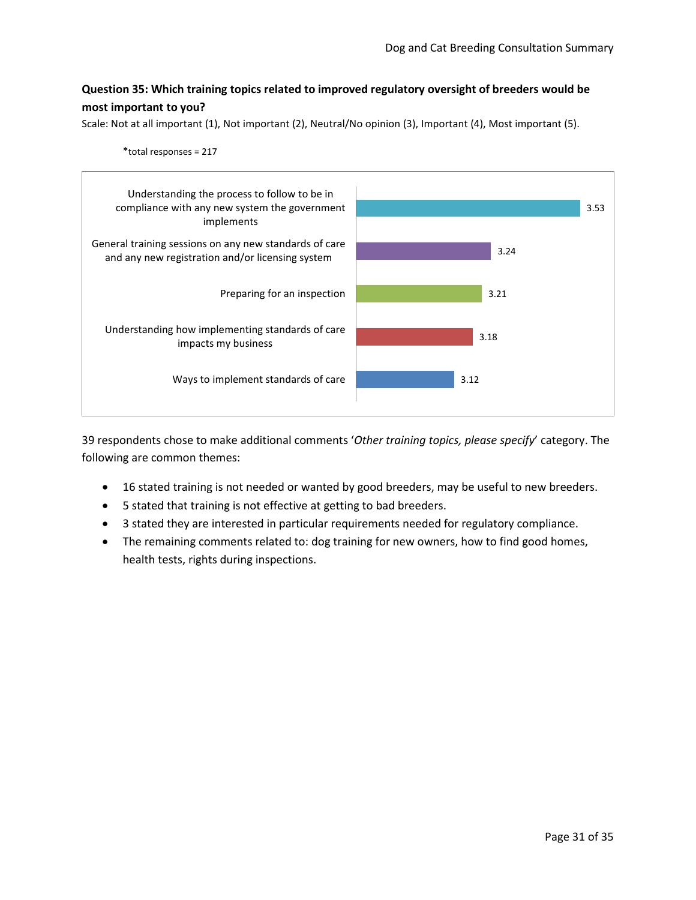**Question 35: Which training topics related to improved regulatory oversight of breeders would be most important to you?**

Scale: Not at all important (1), Not important (2), Neutral/No opinion (3), Important (4), Most important (5).

*total responses = 217

| Training topic | Average rating |
|---|---|
| Understanding the process to follow to be in compliance with any new system the government implements | 3.53 |
| General training sessions on any new standards of care and any new registration and/or licensing system | 3.24 |
| Preparing for an inspection | 3.21 |
| Understanding how implementing standards of care impacts my business | 3.18 |
| Ways to implement standards of care | 3.12 |

39 respondents chose to make additional comments '*Other training topics, please specify*' category. The following are common themes:

- 16 stated training is not needed or wanted by good breeders, may be useful to new breeders.
- 5 stated that training is not effective at getting to bad breeders.
- 3 stated they are interested in particular requirements needed for regulatory compliance.
- The remaining comments related to: dog training for new owners, how to find good homes, health tests, rights during inspections.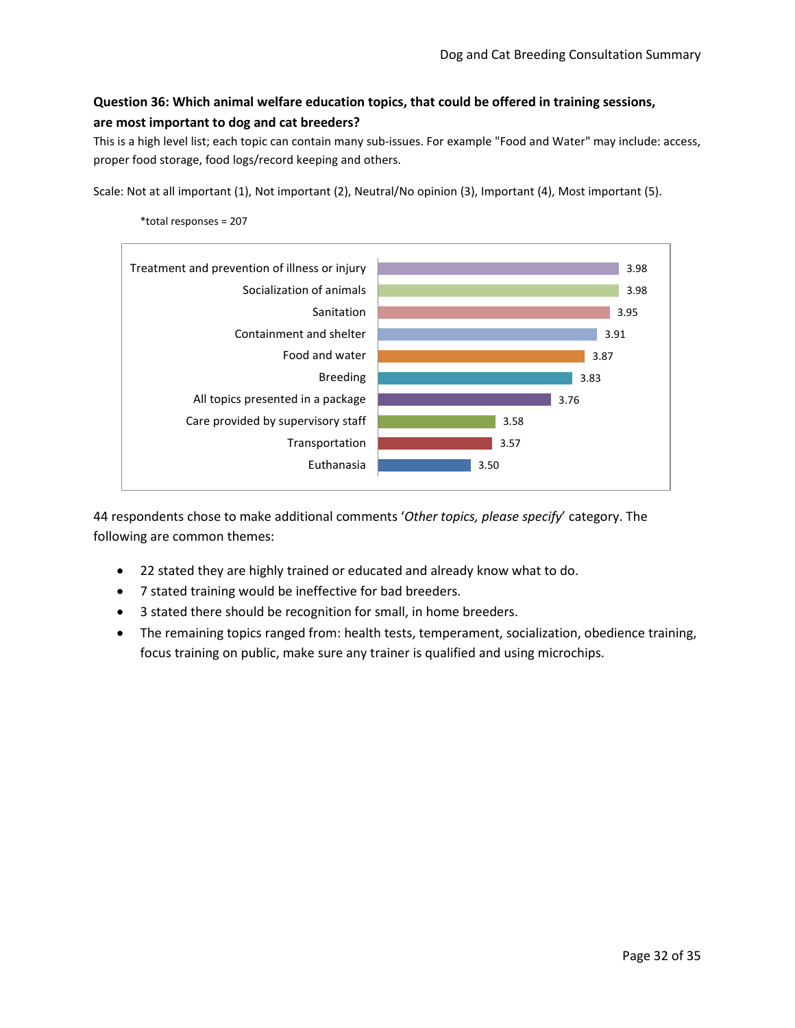**Question 36: Which animal welfare education topics, that could be offered in training sessions, are most important to dog and cat breeders?**

This is a high level list; each topic can contain many sub-issues. For example "Food and Water" may include: access, proper food storage, food logs/record keeping and others.

Scale: Not at all important (1), Not important (2), Neutral/No opinion (3), Important (4), Most important (5).

*total responses = 207

| Topic | Score |
|---|---|
| Treatment and prevention of illness or injury | 3.98 |
| Socialization of animals | 3.98 |
| Sanitation | 3.95 |
| Containment and shelter | 3.91 |
| Food and water | 3.87 |
| Breeding | 3.83 |
| All topics presented in a package | 3.76 |
| Care provided by supervisory staff | 3.58 |
| Transportation | 3.57 |
| Euthanasia | 3.50 |

44 respondents chose to make additional comments '*Other topics, please specify*' category. The following are common themes:

- 22 stated they are highly trained or educated and already know what to do.
- 7 stated training would be ineffective for bad breeders.
- 3 stated there should be recognition for small, in home breeders.
- The remaining topics ranged from: health tests, temperament, socialization, obedience training, focus training on public, make sure any trainer is qualified and using microchips.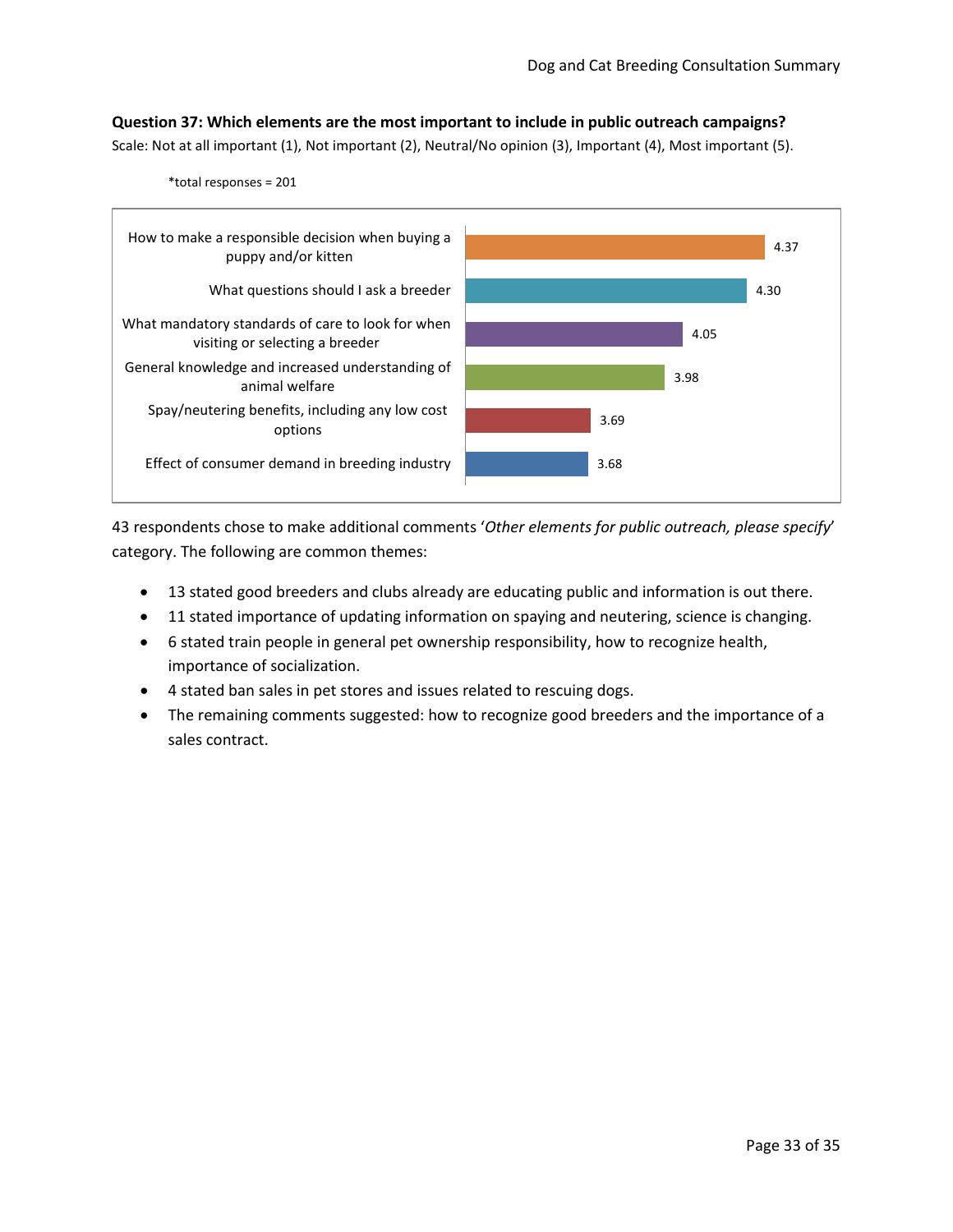**Question 37: Which elements are the most important to include in public outreach campaigns?**

Scale: Not at all important (1), Not important (2), Neutral/No opinion (3), Important (4), Most important (5).

*total responses = 201

| Element | Average |
|---|---|
| How to make a responsible decision when buying a puppy and/or kitten | 4.37 |
| What questions should I ask a breeder | 4.30 |
| What mandatory standards of care to look for when visiting or selecting a breeder | 4.05 |
| General knowledge and increased understanding of animal welfare | 3.98 |
| Spay/neutering benefits, including any low cost options | 3.69 |
| Effect of consumer demand in breeding industry | 3.68 |

43 respondents chose to make additional comments '*Other elements for public outreach, please specify*' category. The following are common themes:

- 13 stated good breeders and clubs already are educating public and information is out there.
- 11 stated importance of updating information on spaying and neutering, science is changing.
- 6 stated train people in general pet ownership responsibility, how to recognize health, importance of socialization.
- 4 stated ban sales in pet stores and issues related to rescuing dogs.
- The remaining comments suggested: how to recognize good breeders and the importance of a sales contract.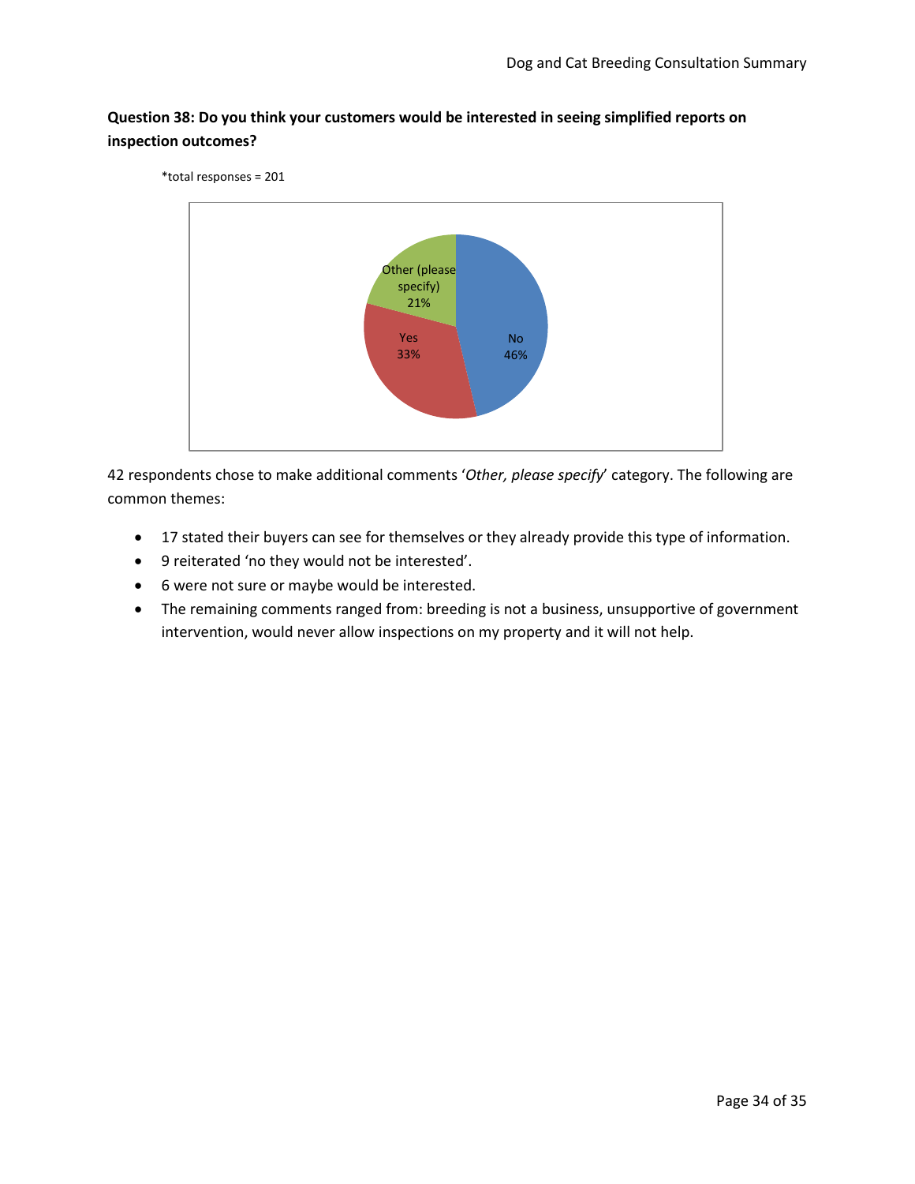**Question 38: Do you think your customers would be interested in seeing simplified reports on inspection outcomes?**

*total responses = 201

Other (please specify) 21%

Yes 33%

No 46%

42 respondents chose to make additional comments '*Other, please specify*' category. The following are common themes:

- 17 stated their buyers can see for themselves or they already provide this type of information.
- 9 reiterated 'no they would not be interested'.
- 6 were not sure or maybe would be interested.
- The remaining comments ranged from: breeding is not a business, unsupportive of government intervention, would never allow inspections on my property and it will not help.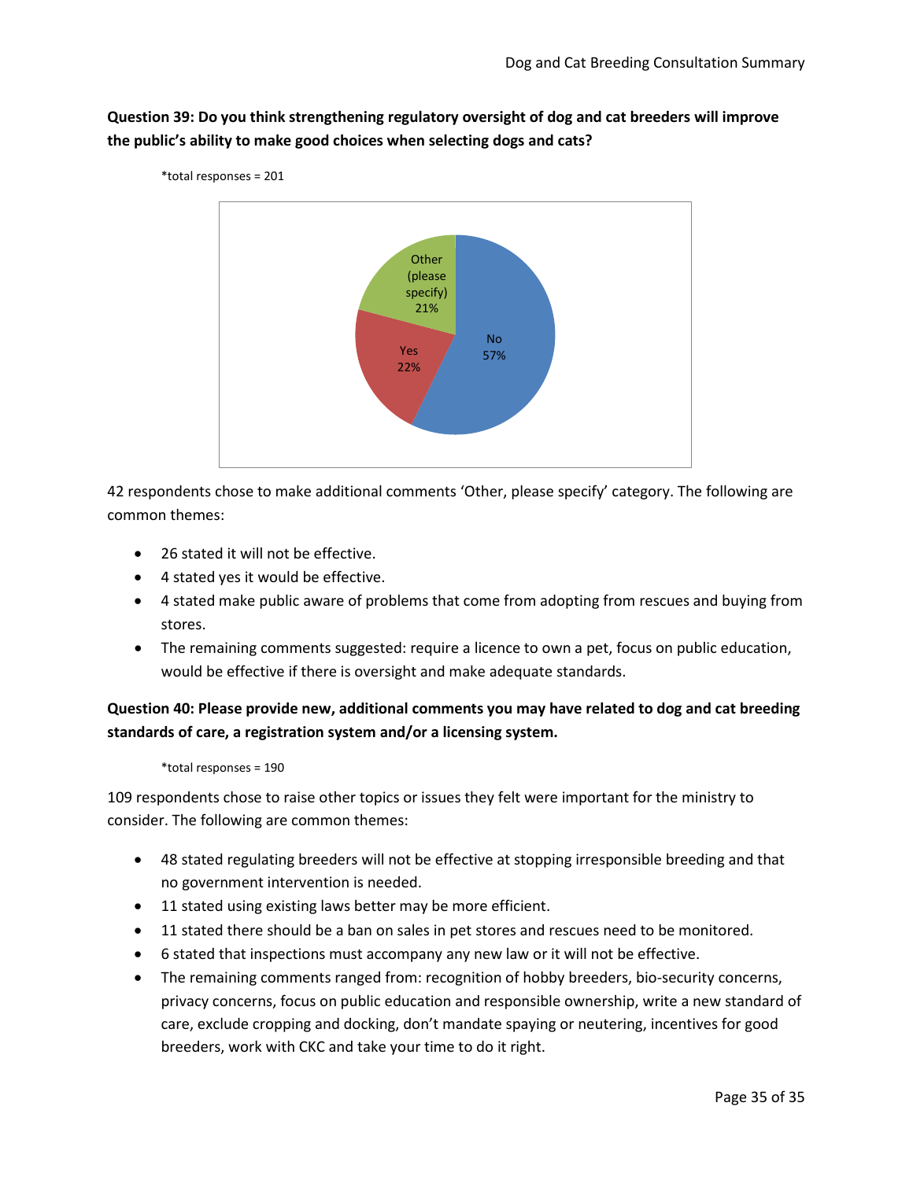**Question 39: Do you think strengthening regulatory oversight of dog and cat breeders will improve the public's ability to make good choices when selecting dogs and cats?**

*total responses = 201

Other (please specify) 21%

Yes 22%

No 57%

42 respondents chose to make additional comments 'Other, please specify' category. The following are common themes:

- 26 stated it will not be effective.
- 4 stated yes it would be effective.
- 4 stated make public aware of problems that come from adopting from rescues and buying from stores.
- The remaining comments suggested: require a licence to own a pet, focus on public education, would be effective if there is oversight and make adequate standards.

**Question 40: Please provide new, additional comments you may have related to dog and cat breeding standards of care, a registration system and/or a licensing system.**

*total responses = 190

109 respondents chose to raise other topics or issues they felt were important for the ministry to consider. The following are common themes:

- 48 stated regulating breeders will not be effective at stopping irresponsible breeding and that no government intervention is needed.
- 11 stated using existing laws better may be more efficient.
- 11 stated there should be a ban on sales in pet stores and rescues need to be monitored.
- 6 stated that inspections must accompany any new law or it will not be effective.
- The remaining comments ranged from: recognition of hobby breeders, bio-security concerns, privacy concerns, focus on public education and responsible ownership, write a new standard of care, exclude cropping and docking, don't mandate spaying or neutering, incentives for good breeders, work with CKC and take your time to do it right.